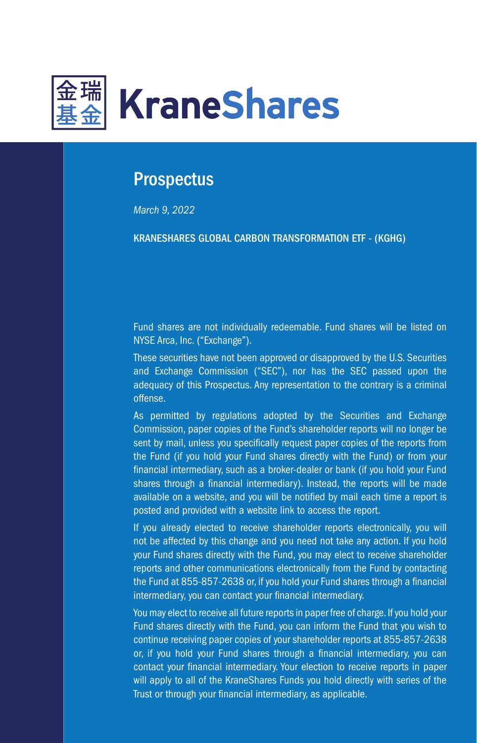金瑞基金 KraneShares

# Prospectus

*March 9, 2022*

KRANESHARES GLOBAL CARBON TRANSFORMATION ETF - (KGHG)

Fund shares are not individually redeemable. Fund shares will be listed on NYSE Arca, Inc. ("Exchange").

These securities have not been approved or disapproved by the U.S. Securities and Exchange Commission ("SEC"), nor has the SEC passed upon the adequacy of this Prospectus. Any representation to the contrary is a criminal offense.

As permitted by regulations adopted by the Securities and Exchange Commission, paper copies of the Fund's shareholder reports will no longer be sent by mail, unless you specifically request paper copies of the reports from the Fund (if you hold your Fund shares directly with the Fund) or from your financial intermediary, such as a broker-dealer or bank (if you hold your Fund shares through a financial intermediary). Instead, the reports will be made available on a website, and you will be notified by mail each time a report is posted and provided with a website link to access the report.

If you already elected to receive shareholder reports electronically, you will not be affected by this change and you need not take any action. If you hold your Fund shares directly with the Fund, you may elect to receive shareholder reports and other communications electronically from the Fund by contacting the Fund at 855-857-2638 or, if you hold your Fund shares through a financial intermediary, you can contact your financial intermediary.

You may elect to receive all future reports in paper free of charge. If you hold your Fund shares directly with the Fund, you can inform the Fund that you wish to continue receiving paper copies of your shareholder reports at 855-857-2638 or, if you hold your Fund shares through a financial intermediary, you can contact your financial intermediary. Your election to receive reports in paper will apply to all of the KraneShares Funds you hold directly with series of the Trust or through your financial intermediary, as applicable.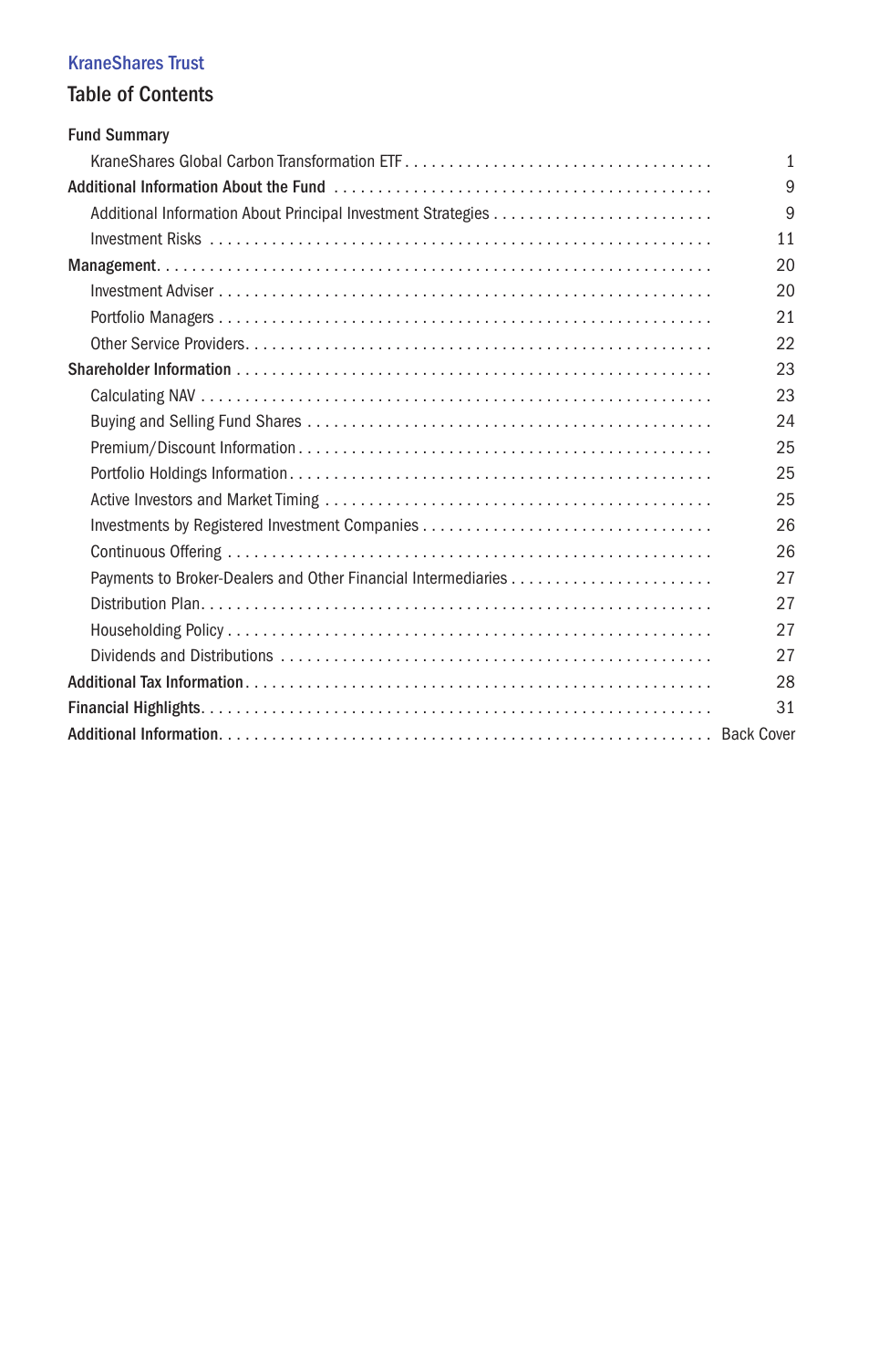KraneShares Trust

## Table of Contents

| | |
|---|---|
| **Fund Summary** | |
| KraneShares Global Carbon Transformation ETF | 1 |
| **Additional Information About the Fund** | 9 |
| Additional Information About Principal Investment Strategies | 9 |
| Investment Risks | 11 |
| **Management** | 20 |
| Investment Adviser | 20 |
| Portfolio Managers | 21 |
| Other Service Providers | 22 |
| **Shareholder Information** | 23 |
| Calculating NAV | 23 |
| Buying and Selling Fund Shares | 24 |
| Premium/Discount Information | 25 |
| Portfolio Holdings Information | 25 |
| Active Investors and Market Timing | 25 |
| Investments by Registered Investment Companies | 26 |
| Continuous Offering | 26 |
| Payments to Broker-Dealers and Other Financial Intermediaries | 27 |
| Distribution Plan | 27 |
| Householding Policy | 27 |
| Dividends and Distributions | 27 |
| **Additional Tax Information** | 28 |
| **Financial Highlights** | 31 |
| **Additional Information** | Back Cover |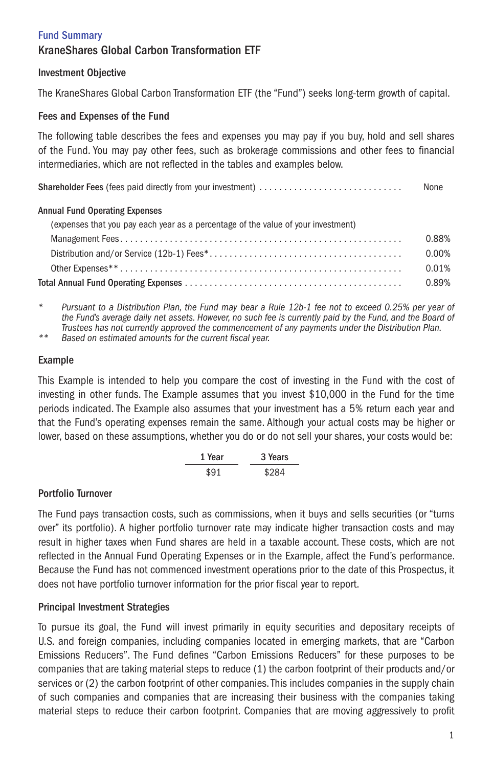## Fund Summary

# KraneShares Global Carbon Transformation ETF

### Investment Objective

The KraneShares Global Carbon Transformation ETF (the "Fund") seeks long-term growth of capital.

### Fees and Expenses of the Fund

The following table describes the fees and expenses you may pay if you buy, hold and sell shares of the Fund. You may pay other fees, such as brokerage commissions and other fees to financial intermediaries, which are not reflected in the tables and examples below.

| | |
|---|---|
| **Shareholder Fees** (fees paid directly from your investment) | None |
| **Annual Fund Operating Expenses** | |
| (expenses that you pay each year as a percentage of the value of your investment) | |
| Management Fees | 0.88% |
| Distribution and/or Service (12b-1) Fees* | 0.00% |
| Other Expenses** | 0.01% |
| **Total Annual Fund Operating Expenses** | 0.89% |

\* *Pursuant to a Distribution Plan, the Fund may bear a Rule 12b-1 fee not to exceed 0.25% per year of the Fund's average daily net assets. However, no such fee is currently paid by the Fund, and the Board of Trustees has not currently approved the commencement of any payments under the Distribution Plan.*

\*\* *Based on estimated amounts for the current fiscal year.*

### Example

This Example is intended to help you compare the cost of investing in the Fund with the cost of investing in other funds. The Example assumes that you invest $10,000 in the Fund for the time periods indicated. The Example also assumes that your investment has a 5% return each year and that the Fund's operating expenses remain the same. Although your actual costs may be higher or lower, based on these assumptions, whether you do or do not sell your shares, your costs would be:

| 1 Year | 3 Years |
|---|---|
| $91 | $284 |

### Portfolio Turnover

The Fund pays transaction costs, such as commissions, when it buys and sells securities (or "turns over" its portfolio). A higher portfolio turnover rate may indicate higher transaction costs and may result in higher taxes when Fund shares are held in a taxable account. These costs, which are not reflected in the Annual Fund Operating Expenses or in the Example, affect the Fund's performance. Because the Fund has not commenced investment operations prior to the date of this Prospectus, it does not have portfolio turnover information for the prior fiscal year to report.

### Principal Investment Strategies

To pursue its goal, the Fund will invest primarily in equity securities and depositary receipts of U.S. and foreign companies, including companies located in emerging markets, that are "Carbon Emissions Reducers". The Fund defines "Carbon Emissions Reducers" for these purposes to be companies that are taking material steps to reduce (1) the carbon footprint of their products and/or services or (2) the carbon footprint of other companies. This includes companies in the supply chain of such companies and companies that are increasing their business with the companies taking material steps to reduce their carbon footprint. Companies that are moving aggressively to profit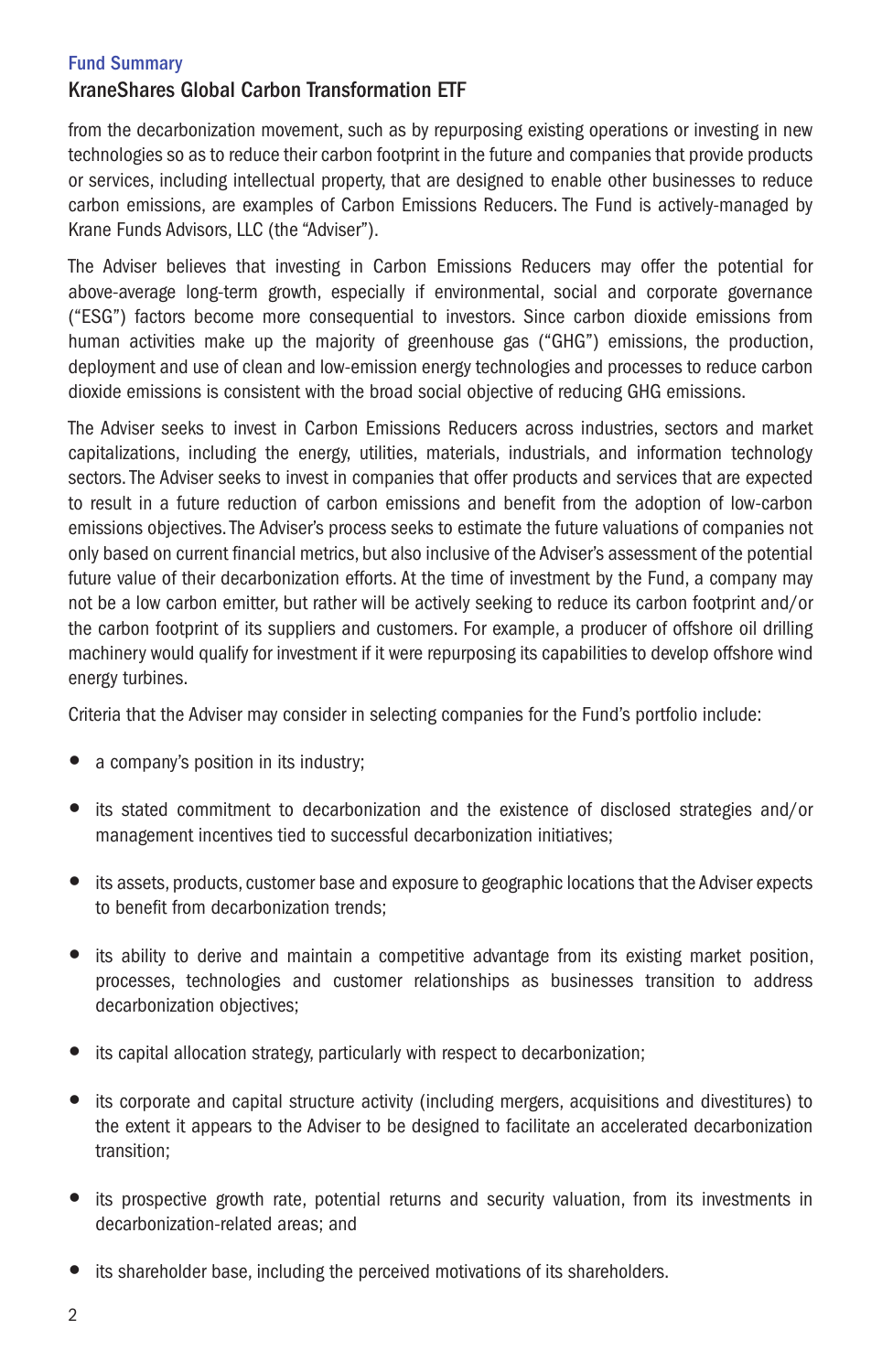from the decarbonization movement, such as by repurposing existing operations or investing in new technologies so as to reduce their carbon footprint in the future and companies that provide products or services, including intellectual property, that are designed to enable other businesses to reduce carbon emissions, are examples of Carbon Emissions Reducers. The Fund is actively-managed by Krane Funds Advisors, LLC (the "Adviser").

The Adviser believes that investing in Carbon Emissions Reducers may offer the potential for above-average long-term growth, especially if environmental, social and corporate governance ("ESG") factors become more consequential to investors. Since carbon dioxide emissions from human activities make up the majority of greenhouse gas ("GHG") emissions, the production, deployment and use of clean and low-emission energy technologies and processes to reduce carbon dioxide emissions is consistent with the broad social objective of reducing GHG emissions.

The Adviser seeks to invest in Carbon Emissions Reducers across industries, sectors and market capitalizations, including the energy, utilities, materials, industrials, and information technology sectors. The Adviser seeks to invest in companies that offer products and services that are expected to result in a future reduction of carbon emissions and benefit from the adoption of low-carbon emissions objectives. The Adviser's process seeks to estimate the future valuations of companies not only based on current financial metrics, but also inclusive of the Adviser's assessment of the potential future value of their decarbonization efforts. At the time of investment by the Fund, a company may not be a low carbon emitter, but rather will be actively seeking to reduce its carbon footprint and/or the carbon footprint of its suppliers and customers. For example, a producer of offshore oil drilling machinery would qualify for investment if it were repurposing its capabilities to develop offshore wind energy turbines.

Criteria that the Adviser may consider in selecting companies for the Fund's portfolio include:

- a company's position in its industry;
- its stated commitment to decarbonization and the existence of disclosed strategies and/or management incentives tied to successful decarbonization initiatives;
- its assets, products, customer base and exposure to geographic locations that the Adviser expects to benefit from decarbonization trends;
- its ability to derive and maintain a competitive advantage from its existing market position, processes, technologies and customer relationships as businesses transition to address decarbonization objectives;
- its capital allocation strategy, particularly with respect to decarbonization;
- its corporate and capital structure activity (including mergers, acquisitions and divestitures) to the extent it appears to the Adviser to be designed to facilitate an accelerated decarbonization transition;
- its prospective growth rate, potential returns and security valuation, from its investments in decarbonization-related areas; and
- its shareholder base, including the perceived motivations of its shareholders.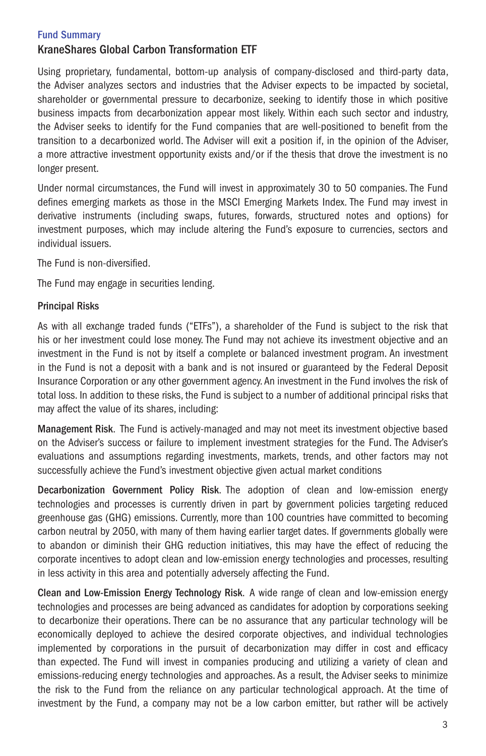Fund Summary

## KraneShares Global Carbon Transformation ETF

Using proprietary, fundamental, bottom-up analysis of company-disclosed and third-party data, the Adviser analyzes sectors and industries that the Adviser expects to be impacted by societal, shareholder or governmental pressure to decarbonize, seeking to identify those in which positive business impacts from decarbonization appear most likely. Within each such sector and industry, the Adviser seeks to identify for the Fund companies that are well-positioned to benefit from the transition to a decarbonized world. The Adviser will exit a position if, in the opinion of the Adviser, a more attractive investment opportunity exists and/or if the thesis that drove the investment is no longer present.

Under normal circumstances, the Fund will invest in approximately 30 to 50 companies. The Fund defines emerging markets as those in the MSCI Emerging Markets Index. The Fund may invest in derivative instruments (including swaps, futures, forwards, structured notes and options) for investment purposes, which may include altering the Fund's exposure to currencies, sectors and individual issuers.

The Fund is non-diversified.

The Fund may engage in securities lending.

### Principal Risks

As with all exchange traded funds ("ETFs"), a shareholder of the Fund is subject to the risk that his or her investment could lose money. The Fund may not achieve its investment objective and an investment in the Fund is not by itself a complete or balanced investment program. An investment in the Fund is not a deposit with a bank and is not insured or guaranteed by the Federal Deposit Insurance Corporation or any other government agency. An investment in the Fund involves the risk of total loss. In addition to these risks, the Fund is subject to a number of additional principal risks that may affect the value of its shares, including:

**Management Risk**. The Fund is actively-managed and may not meet its investment objective based on the Adviser's success or failure to implement investment strategies for the Fund. The Adviser's evaluations and assumptions regarding investments, markets, trends, and other factors may not successfully achieve the Fund's investment objective given actual market conditions

**Decarbonization Government Policy Risk**. The adoption of clean and low-emission energy technologies and processes is currently driven in part by government policies targeting reduced greenhouse gas (GHG) emissions. Currently, more than 100 countries have committed to becoming carbon neutral by 2050, with many of them having earlier target dates. If governments globally were to abandon or diminish their GHG reduction initiatives, this may have the effect of reducing the corporate incentives to adopt clean and low-emission energy technologies and processes, resulting in less activity in this area and potentially adversely affecting the Fund.

**Clean and Low-Emission Energy Technology Risk**. A wide range of clean and low-emission energy technologies and processes are being advanced as candidates for adoption by corporations seeking to decarbonize their operations. There can be no assurance that any particular technology will be economically deployed to achieve the desired corporate objectives, and individual technologies implemented by corporations in the pursuit of decarbonization may differ in cost and efficacy than expected. The Fund will invest in companies producing and utilizing a variety of clean and emissions-reducing energy technologies and approaches. As a result, the Adviser seeks to minimize the risk to the Fund from the reliance on any particular technological approach. At the time of investment by the Fund, a company may not be a low carbon emitter, but rather will be actively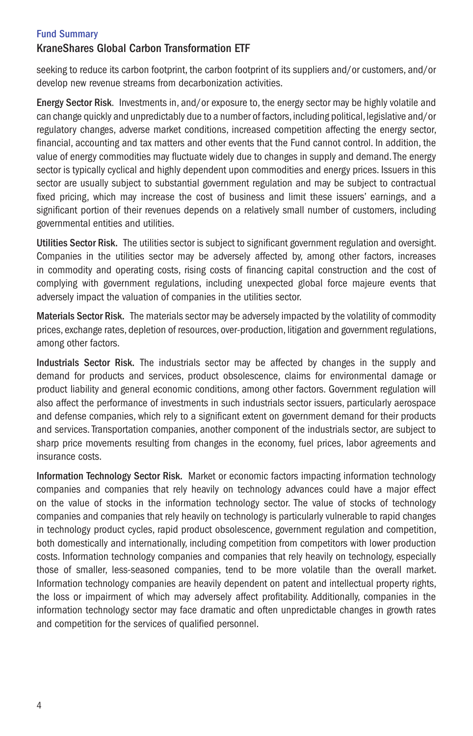seeking to reduce its carbon footprint, the carbon footprint of its suppliers and/or customers, and/or develop new revenue streams from decarbonization activities.

**Energy Sector Risk**. Investments in, and/or exposure to, the energy sector may be highly volatile and can change quickly and unpredictably due to a number of factors, including political, legislative and/or regulatory changes, adverse market conditions, increased competition affecting the energy sector, financial, accounting and tax matters and other events that the Fund cannot control. In addition, the value of energy commodities may fluctuate widely due to changes in supply and demand. The energy sector is typically cyclical and highly dependent upon commodities and energy prices. Issuers in this sector are usually subject to substantial government regulation and may be subject to contractual fixed pricing, which may increase the cost of business and limit these issuers' earnings, and a significant portion of their revenues depends on a relatively small number of customers, including governmental entities and utilities.

**Utilities Sector Risk.** The utilities sector is subject to significant government regulation and oversight. Companies in the utilities sector may be adversely affected by, among other factors, increases in commodity and operating costs, rising costs of financing capital construction and the cost of complying with government regulations, including unexpected global force majeure events that adversely impact the valuation of companies in the utilities sector.

**Materials Sector Risk.** The materials sector may be adversely impacted by the volatility of commodity prices, exchange rates, depletion of resources, over-production, litigation and government regulations, among other factors.

**Industrials Sector Risk.** The industrials sector may be affected by changes in the supply and demand for products and services, product obsolescence, claims for environmental damage or product liability and general economic conditions, among other factors. Government regulation will also affect the performance of investments in such industrials sector issuers, particularly aerospace and defense companies, which rely to a significant extent on government demand for their products and services. Transportation companies, another component of the industrials sector, are subject to sharp price movements resulting from changes in the economy, fuel prices, labor agreements and insurance costs.

**Information Technology Sector Risk.** Market or economic factors impacting information technology companies and companies that rely heavily on technology advances could have a major effect on the value of stocks in the information technology sector. The value of stocks of technology companies and companies that rely heavily on technology is particularly vulnerable to rapid changes in technology product cycles, rapid product obsolescence, government regulation and competition, both domestically and internationally, including competition from competitors with lower production costs. Information technology companies and companies that rely heavily on technology, especially those of smaller, less-seasoned companies, tend to be more volatile than the overall market. Information technology companies are heavily dependent on patent and intellectual property rights, the loss or impairment of which may adversely affect profitability. Additionally, companies in the information technology sector may face dramatic and often unpredictable changes in growth rates and competition for the services of qualified personnel.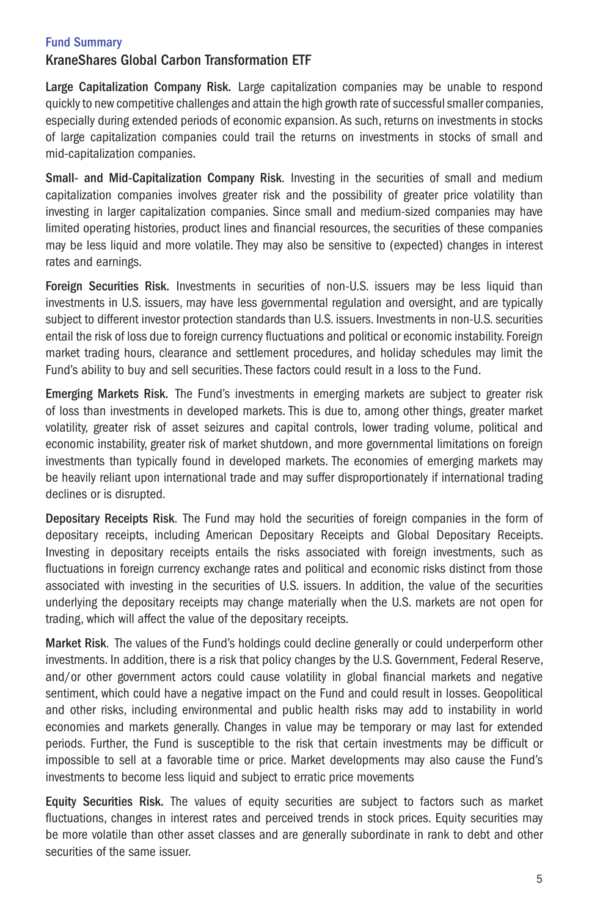**Large Capitalization Company Risk.** Large capitalization companies may be unable to respond quickly to new competitive challenges and attain the high growth rate of successful smaller companies, especially during extended periods of economic expansion. As such, returns on investments in stocks of large capitalization companies could trail the returns on investments in stocks of small and mid-capitalization companies.

**Small- and Mid-Capitalization Company Risk**. Investing in the securities of small and medium capitalization companies involves greater risk and the possibility of greater price volatility than investing in larger capitalization companies. Since small and medium-sized companies may have limited operating histories, product lines and financial resources, the securities of these companies may be less liquid and more volatile. They may also be sensitive to (expected) changes in interest rates and earnings.

**Foreign Securities Risk.** Investments in securities of non-U.S. issuers may be less liquid than investments in U.S. issuers, may have less governmental regulation and oversight, and are typically subject to different investor protection standards than U.S. issuers. Investments in non-U.S. securities entail the risk of loss due to foreign currency fluctuations and political or economic instability. Foreign market trading hours, clearance and settlement procedures, and holiday schedules may limit the Fund's ability to buy and sell securities. These factors could result in a loss to the Fund.

**Emerging Markets Risk.** The Fund's investments in emerging markets are subject to greater risk of loss than investments in developed markets. This is due to, among other things, greater market volatility, greater risk of asset seizures and capital controls, lower trading volume, political and economic instability, greater risk of market shutdown, and more governmental limitations on foreign investments than typically found in developed markets. The economies of emerging markets may be heavily reliant upon international trade and may suffer disproportionately if international trading declines or is disrupted.

**Depositary Receipts Risk**. The Fund may hold the securities of foreign companies in the form of depositary receipts, including American Depositary Receipts and Global Depositary Receipts. Investing in depositary receipts entails the risks associated with foreign investments, such as fluctuations in foreign currency exchange rates and political and economic risks distinct from those associated with investing in the securities of U.S. issuers. In addition, the value of the securities underlying the depositary receipts may change materially when the U.S. markets are not open for trading, which will affect the value of the depositary receipts.

**Market Risk**. The values of the Fund's holdings could decline generally or could underperform other investments. In addition, there is a risk that policy changes by the U.S. Government, Federal Reserve, and/or other government actors could cause volatility in global financial markets and negative sentiment, which could have a negative impact on the Fund and could result in losses. Geopolitical and other risks, including environmental and public health risks may add to instability in world economies and markets generally. Changes in value may be temporary or may last for extended periods. Further, the Fund is susceptible to the risk that certain investments may be difficult or impossible to sell at a favorable time or price. Market developments may also cause the Fund's investments to become less liquid and subject to erratic price movements

**Equity Securities Risk.** The values of equity securities are subject to factors such as market fluctuations, changes in interest rates and perceived trends in stock prices. Equity securities may be more volatile than other asset classes and are generally subordinate in rank to debt and other securities of the same issuer.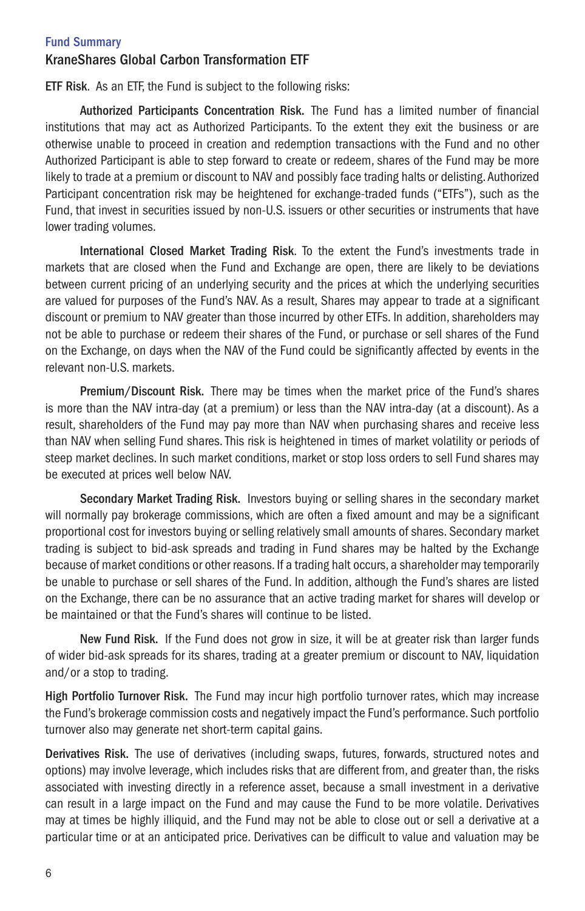## Fund Summary

### KraneShares Global Carbon Transformation ETF

**ETF Risk**. As an ETF, the Fund is subject to the following risks:

**Authorized Participants Concentration Risk.** The Fund has a limited number of financial institutions that may act as Authorized Participants. To the extent they exit the business or are otherwise unable to proceed in creation and redemption transactions with the Fund and no other Authorized Participant is able to step forward to create or redeem, shares of the Fund may be more likely to trade at a premium or discount to NAV and possibly face trading halts or delisting. Authorized Participant concentration risk may be heightened for exchange-traded funds ("ETFs"), such as the Fund, that invest in securities issued by non-U.S. issuers or other securities or instruments that have lower trading volumes.

**International Closed Market Trading Risk**. To the extent the Fund's investments trade in markets that are closed when the Fund and Exchange are open, there are likely to be deviations between current pricing of an underlying security and the prices at which the underlying securities are valued for purposes of the Fund's NAV. As a result, Shares may appear to trade at a significant discount or premium to NAV greater than those incurred by other ETFs. In addition, shareholders may not be able to purchase or redeem their shares of the Fund, or purchase or sell shares of the Fund on the Exchange, on days when the NAV of the Fund could be significantly affected by events in the relevant non-U.S. markets.

**Premium/Discount Risk.** There may be times when the market price of the Fund's shares is more than the NAV intra-day (at a premium) or less than the NAV intra-day (at a discount). As a result, shareholders of the Fund may pay more than NAV when purchasing shares and receive less than NAV when selling Fund shares. This risk is heightened in times of market volatility or periods of steep market declines. In such market conditions, market or stop loss orders to sell Fund shares may be executed at prices well below NAV.

**Secondary Market Trading Risk.** Investors buying or selling shares in the secondary market will normally pay brokerage commissions, which are often a fixed amount and may be a significant proportional cost for investors buying or selling relatively small amounts of shares. Secondary market trading is subject to bid-ask spreads and trading in Fund shares may be halted by the Exchange because of market conditions or other reasons. If a trading halt occurs, a shareholder may temporarily be unable to purchase or sell shares of the Fund. In addition, although the Fund's shares are listed on the Exchange, there can be no assurance that an active trading market for shares will develop or be maintained or that the Fund's shares will continue to be listed.

**New Fund Risk.** If the Fund does not grow in size, it will be at greater risk than larger funds of wider bid-ask spreads for its shares, trading at a greater premium or discount to NAV, liquidation and/or a stop to trading.

**High Portfolio Turnover Risk.** The Fund may incur high portfolio turnover rates, which may increase the Fund's brokerage commission costs and negatively impact the Fund's performance. Such portfolio turnover also may generate net short-term capital gains.

**Derivatives Risk.** The use of derivatives (including swaps, futures, forwards, structured notes and options) may involve leverage, which includes risks that are different from, and greater than, the risks associated with investing directly in a reference asset, because a small investment in a derivative can result in a large impact on the Fund and may cause the Fund to be more volatile. Derivatives may at times be highly illiquid, and the Fund may not be able to close out or sell a derivative at a particular time or at an anticipated price. Derivatives can be difficult to value and valuation may be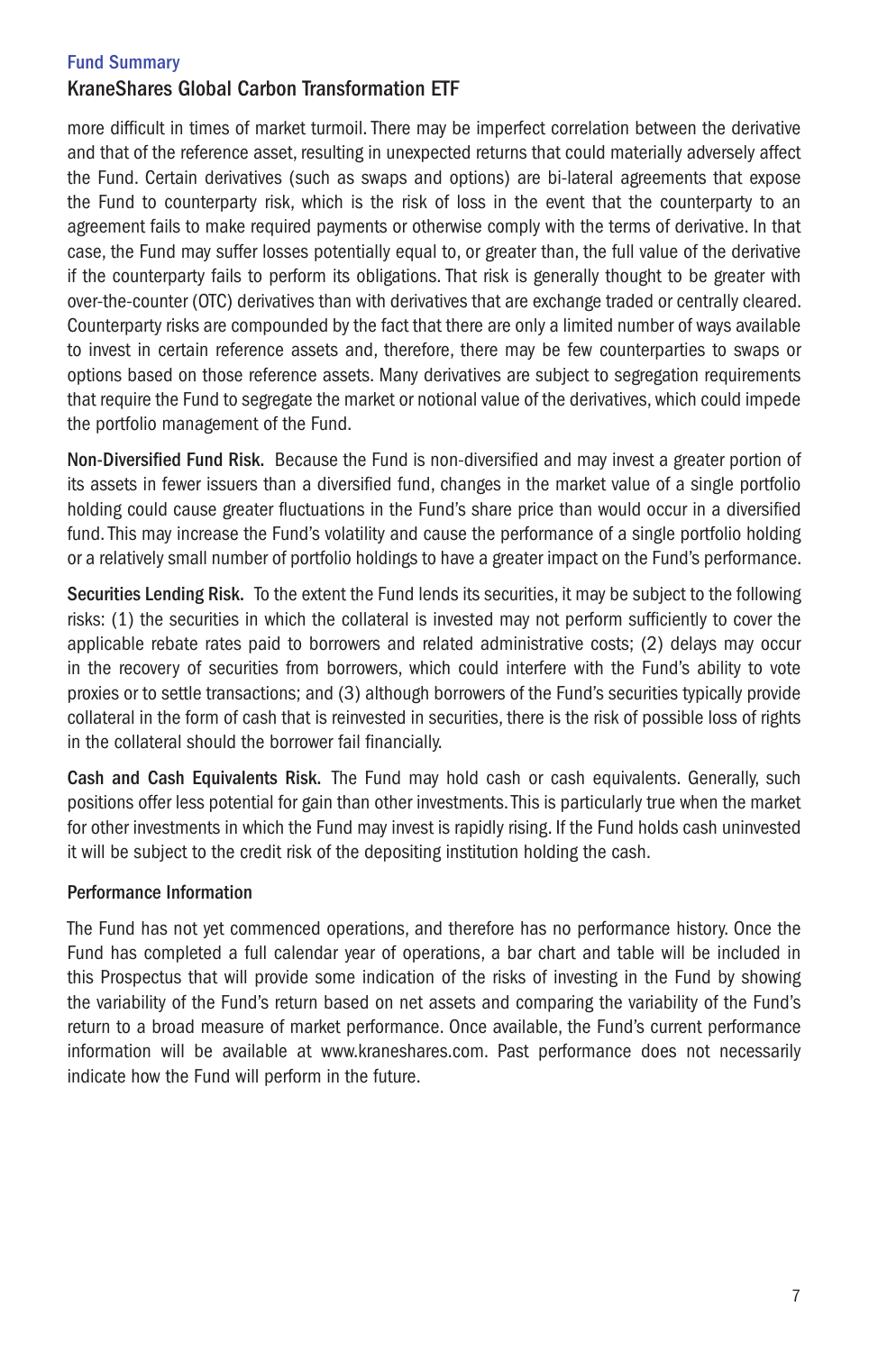more difficult in times of market turmoil. There may be imperfect correlation between the derivative and that of the reference asset, resulting in unexpected returns that could materially adversely affect the Fund. Certain derivatives (such as swaps and options) are bi-lateral agreements that expose the Fund to counterparty risk, which is the risk of loss in the event that the counterparty to an agreement fails to make required payments or otherwise comply with the terms of derivative. In that case, the Fund may suffer losses potentially equal to, or greater than, the full value of the derivative if the counterparty fails to perform its obligations. That risk is generally thought to be greater with over-the-counter (OTC) derivatives than with derivatives that are exchange traded or centrally cleared. Counterparty risks are compounded by the fact that there are only a limited number of ways available to invest in certain reference assets and, therefore, there may be few counterparties to swaps or options based on those reference assets. Many derivatives are subject to segregation requirements that require the Fund to segregate the market or notional value of the derivatives, which could impede the portfolio management of the Fund.

**Non-Diversified Fund Risk.** Because the Fund is non-diversified and may invest a greater portion of its assets in fewer issuers than a diversified fund, changes in the market value of a single portfolio holding could cause greater fluctuations in the Fund's share price than would occur in a diversified fund. This may increase the Fund's volatility and cause the performance of a single portfolio holding or a relatively small number of portfolio holdings to have a greater impact on the Fund's performance.

**Securities Lending Risk.** To the extent the Fund lends its securities, it may be subject to the following risks: (1) the securities in which the collateral is invested may not perform sufficiently to cover the applicable rebate rates paid to borrowers and related administrative costs; (2) delays may occur in the recovery of securities from borrowers, which could interfere with the Fund's ability to vote proxies or to settle transactions; and (3) although borrowers of the Fund's securities typically provide collateral in the form of cash that is reinvested in securities, there is the risk of possible loss of rights in the collateral should the borrower fail financially.

**Cash and Cash Equivalents Risk.** The Fund may hold cash or cash equivalents. Generally, such positions offer less potential for gain than other investments. This is particularly true when the market for other investments in which the Fund may invest is rapidly rising. If the Fund holds cash uninvested it will be subject to the credit risk of the depositing institution holding the cash.

## Performance Information

The Fund has not yet commenced operations, and therefore has no performance history. Once the Fund has completed a full calendar year of operations, a bar chart and table will be included in this Prospectus that will provide some indication of the risks of investing in the Fund by showing the variability of the Fund's return based on net assets and comparing the variability of the Fund's return to a broad measure of market performance. Once available, the Fund's current performance information will be available at www.kraneshares.com. Past performance does not necessarily indicate how the Fund will perform in the future.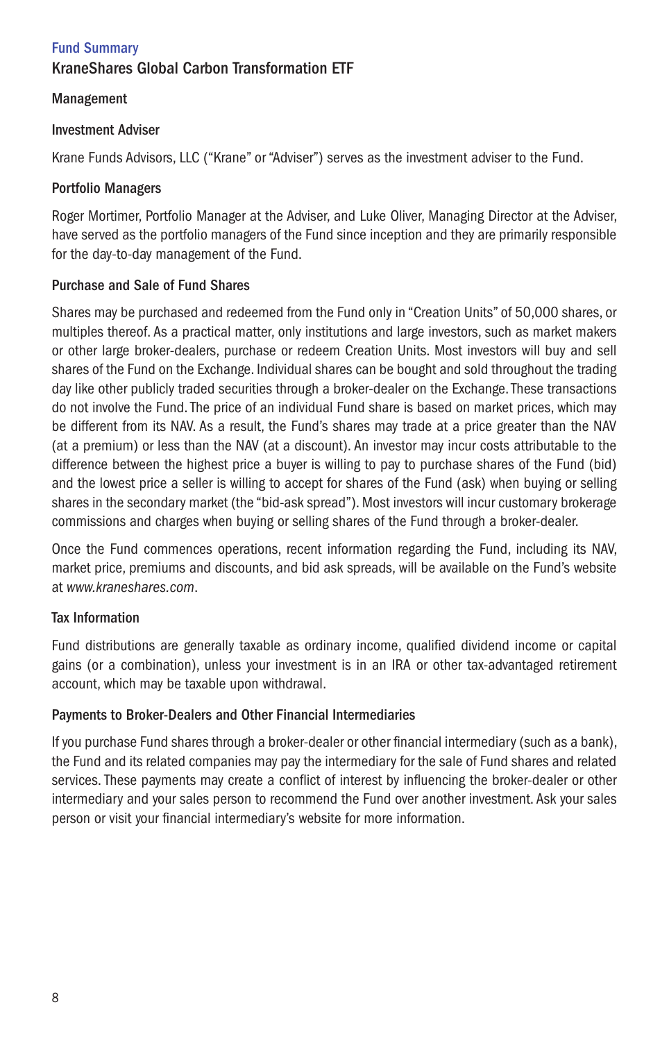Fund Summary

## KraneShares Global Carbon Transformation ETF

### Management

#### Investment Adviser

Krane Funds Advisors, LLC ("Krane" or "Adviser") serves as the investment adviser to the Fund.

#### Portfolio Managers

Roger Mortimer, Portfolio Manager at the Adviser, and Luke Oliver, Managing Director at the Adviser, have served as the portfolio managers of the Fund since inception and they are primarily responsible for the day-to-day management of the Fund.

### Purchase and Sale of Fund Shares

Shares may be purchased and redeemed from the Fund only in "Creation Units" of 50,000 shares, or multiples thereof. As a practical matter, only institutions and large investors, such as market makers or other large broker-dealers, purchase or redeem Creation Units. Most investors will buy and sell shares of the Fund on the Exchange. Individual shares can be bought and sold throughout the trading day like other publicly traded securities through a broker-dealer on the Exchange. These transactions do not involve the Fund. The price of an individual Fund share is based on market prices, which may be different from its NAV. As a result, the Fund's shares may trade at a price greater than the NAV (at a premium) or less than the NAV (at a discount). An investor may incur costs attributable to the difference between the highest price a buyer is willing to pay to purchase shares of the Fund (bid) and the lowest price a seller is willing to accept for shares of the Fund (ask) when buying or selling shares in the secondary market (the "bid-ask spread"). Most investors will incur customary brokerage commissions and charges when buying or selling shares of the Fund through a broker-dealer.

Once the Fund commences operations, recent information regarding the Fund, including its NAV, market price, premiums and discounts, and bid ask spreads, will be available on the Fund's website at *www.kraneshares.com*.

### Tax Information

Fund distributions are generally taxable as ordinary income, qualified dividend income or capital gains (or a combination), unless your investment is in an IRA or other tax-advantaged retirement account, which may be taxable upon withdrawal.

### Payments to Broker-Dealers and Other Financial Intermediaries

If you purchase Fund shares through a broker-dealer or other financial intermediary (such as a bank), the Fund and its related companies may pay the intermediary for the sale of Fund shares and related services. These payments may create a conflict of interest by influencing the broker-dealer or other intermediary and your sales person to recommend the Fund over another investment. Ask your sales person or visit your financial intermediary's website for more information.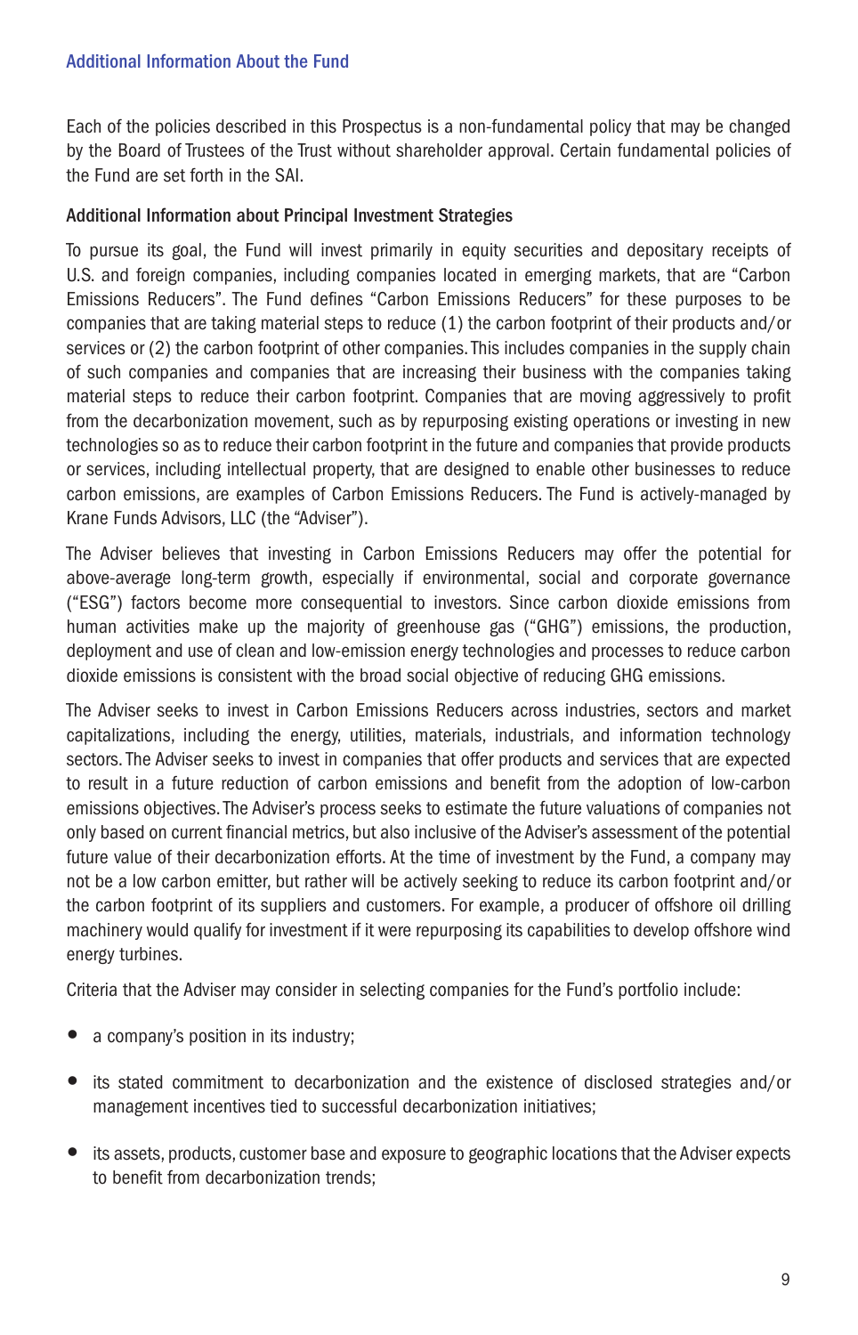## Additional Information About the Fund

Each of the policies described in this Prospectus is a non-fundamental policy that may be changed by the Board of Trustees of the Trust without shareholder approval. Certain fundamental policies of the Fund are set forth in the SAI.

### Additional Information about Principal Investment Strategies

To pursue its goal, the Fund will invest primarily in equity securities and depositary receipts of U.S. and foreign companies, including companies located in emerging markets, that are "Carbon Emissions Reducers". The Fund defines "Carbon Emissions Reducers" for these purposes to be companies that are taking material steps to reduce (1) the carbon footprint of their products and/or services or (2) the carbon footprint of other companies. This includes companies in the supply chain of such companies and companies that are increasing their business with the companies taking material steps to reduce their carbon footprint. Companies that are moving aggressively to profit from the decarbonization movement, such as by repurposing existing operations or investing in new technologies so as to reduce their carbon footprint in the future and companies that provide products or services, including intellectual property, that are designed to enable other businesses to reduce carbon emissions, are examples of Carbon Emissions Reducers. The Fund is actively-managed by Krane Funds Advisors, LLC (the "Adviser").

The Adviser believes that investing in Carbon Emissions Reducers may offer the potential for above-average long-term growth, especially if environmental, social and corporate governance ("ESG") factors become more consequential to investors. Since carbon dioxide emissions from human activities make up the majority of greenhouse gas ("GHG") emissions, the production, deployment and use of clean and low-emission energy technologies and processes to reduce carbon dioxide emissions is consistent with the broad social objective of reducing GHG emissions.

The Adviser seeks to invest in Carbon Emissions Reducers across industries, sectors and market capitalizations, including the energy, utilities, materials, industrials, and information technology sectors. The Adviser seeks to invest in companies that offer products and services that are expected to result in a future reduction of carbon emissions and benefit from the adoption of low-carbon emissions objectives. The Adviser's process seeks to estimate the future valuations of companies not only based on current financial metrics, but also inclusive of the Adviser's assessment of the potential future value of their decarbonization efforts. At the time of investment by the Fund, a company may not be a low carbon emitter, but rather will be actively seeking to reduce its carbon footprint and/or the carbon footprint of its suppliers and customers. For example, a producer of offshore oil drilling machinery would qualify for investment if it were repurposing its capabilities to develop offshore wind energy turbines.

Criteria that the Adviser may consider in selecting companies for the Fund's portfolio include:

- a company's position in its industry;
- its stated commitment to decarbonization and the existence of disclosed strategies and/or management incentives tied to successful decarbonization initiatives;
- its assets, products, customer base and exposure to geographic locations that the Adviser expects to benefit from decarbonization trends;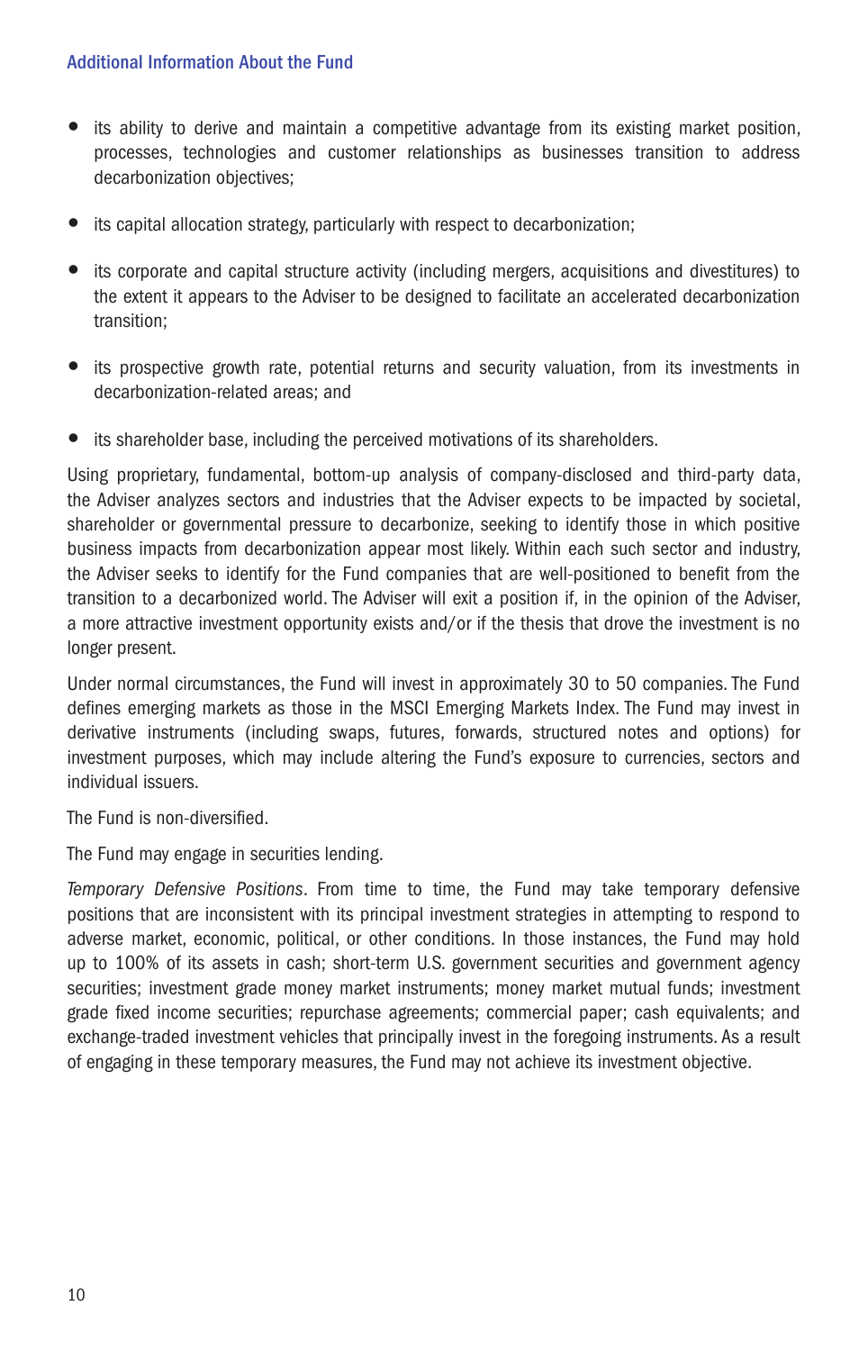- its ability to derive and maintain a competitive advantage from its existing market position, processes, technologies and customer relationships as businesses transition to address decarbonization objectives;
- its capital allocation strategy, particularly with respect to decarbonization;
- its corporate and capital structure activity (including mergers, acquisitions and divestitures) to the extent it appears to the Adviser to be designed to facilitate an accelerated decarbonization transition;
- its prospective growth rate, potential returns and security valuation, from its investments in decarbonization-related areas; and
- its shareholder base, including the perceived motivations of its shareholders.

Using proprietary, fundamental, bottom-up analysis of company-disclosed and third-party data, the Adviser analyzes sectors and industries that the Adviser expects to be impacted by societal, shareholder or governmental pressure to decarbonize, seeking to identify those in which positive business impacts from decarbonization appear most likely. Within each such sector and industry, the Adviser seeks to identify for the Fund companies that are well-positioned to benefit from the transition to a decarbonized world. The Adviser will exit a position if, in the opinion of the Adviser, a more attractive investment opportunity exists and/or if the thesis that drove the investment is no longer present.

Under normal circumstances, the Fund will invest in approximately 30 to 50 companies. The Fund defines emerging markets as those in the MSCI Emerging Markets Index. The Fund may invest in derivative instruments (including swaps, futures, forwards, structured notes and options) for investment purposes, which may include altering the Fund's exposure to currencies, sectors and individual issuers.

The Fund is non-diversified.

The Fund may engage in securities lending.

*Temporary Defensive Positions*. From time to time, the Fund may take temporary defensive positions that are inconsistent with its principal investment strategies in attempting to respond to adverse market, economic, political, or other conditions. In those instances, the Fund may hold up to 100% of its assets in cash; short-term U.S. government securities and government agency securities; investment grade money market instruments; money market mutual funds; investment grade fixed income securities; repurchase agreements; commercial paper; cash equivalents; and exchange-traded investment vehicles that principally invest in the foregoing instruments. As a result of engaging in these temporary measures, the Fund may not achieve its investment objective.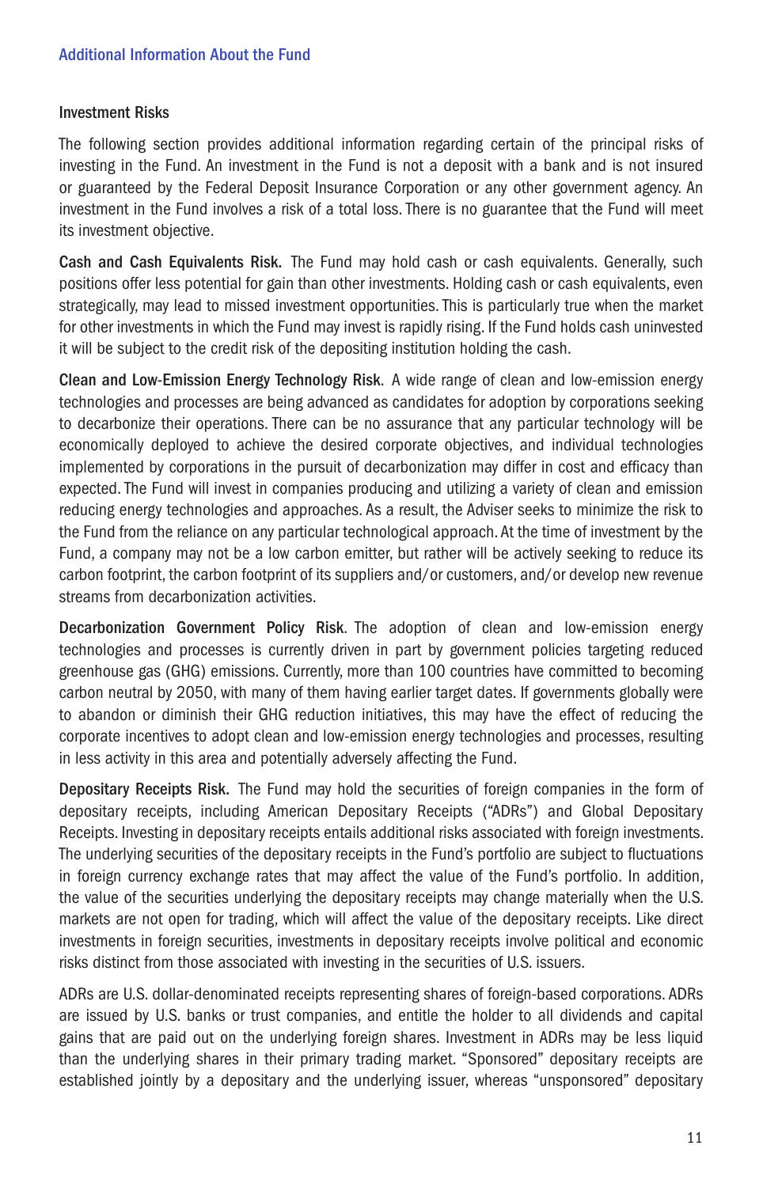## Investment Risks

The following section provides additional information regarding certain of the principal risks of investing in the Fund. An investment in the Fund is not a deposit with a bank and is not insured or guaranteed by the Federal Deposit Insurance Corporation or any other government agency. An investment in the Fund involves a risk of a total loss. There is no guarantee that the Fund will meet its investment objective.

**Cash and Cash Equivalents Risk.** The Fund may hold cash or cash equivalents. Generally, such positions offer less potential for gain than other investments. Holding cash or cash equivalents, even strategically, may lead to missed investment opportunities. This is particularly true when the market for other investments in which the Fund may invest is rapidly rising. If the Fund holds cash uninvested it will be subject to the credit risk of the depositing institution holding the cash.

**Clean and Low-Emission Energy Technology Risk**. A wide range of clean and low-emission energy technologies and processes are being advanced as candidates for adoption by corporations seeking to decarbonize their operations. There can be no assurance that any particular technology will be economically deployed to achieve the desired corporate objectives, and individual technologies implemented by corporations in the pursuit of decarbonization may differ in cost and efficacy than expected. The Fund will invest in companies producing and utilizing a variety of clean and emission reducing energy technologies and approaches. As a result, the Adviser seeks to minimize the risk to the Fund from the reliance on any particular technological approach. At the time of investment by the Fund, a company may not be a low carbon emitter, but rather will be actively seeking to reduce its carbon footprint, the carbon footprint of its suppliers and/or customers, and/or develop new revenue streams from decarbonization activities.

**Decarbonization Government Policy Risk**. The adoption of clean and low-emission energy technologies and processes is currently driven in part by government policies targeting reduced greenhouse gas (GHG) emissions. Currently, more than 100 countries have committed to becoming carbon neutral by 2050, with many of them having earlier target dates. If governments globally were to abandon or diminish their GHG reduction initiatives, this may have the effect of reducing the corporate incentives to adopt clean and low-emission energy technologies and processes, resulting in less activity in this area and potentially adversely affecting the Fund.

**Depositary Receipts Risk.** The Fund may hold the securities of foreign companies in the form of depositary receipts, including American Depositary Receipts ("ADRs") and Global Depositary Receipts. Investing in depositary receipts entails additional risks associated with foreign investments. The underlying securities of the depositary receipts in the Fund's portfolio are subject to fluctuations in foreign currency exchange rates that may affect the value of the Fund's portfolio. In addition, the value of the securities underlying the depositary receipts may change materially when the U.S. markets are not open for trading, which will affect the value of the depositary receipts. Like direct investments in foreign securities, investments in depositary receipts involve political and economic risks distinct from those associated with investing in the securities of U.S. issuers.

ADRs are U.S. dollar-denominated receipts representing shares of foreign-based corporations. ADRs are issued by U.S. banks or trust companies, and entitle the holder to all dividends and capital gains that are paid out on the underlying foreign shares. Investment in ADRs may be less liquid than the underlying shares in their primary trading market. "Sponsored" depositary receipts are established jointly by a depositary and the underlying issuer, whereas "unsponsored" depositary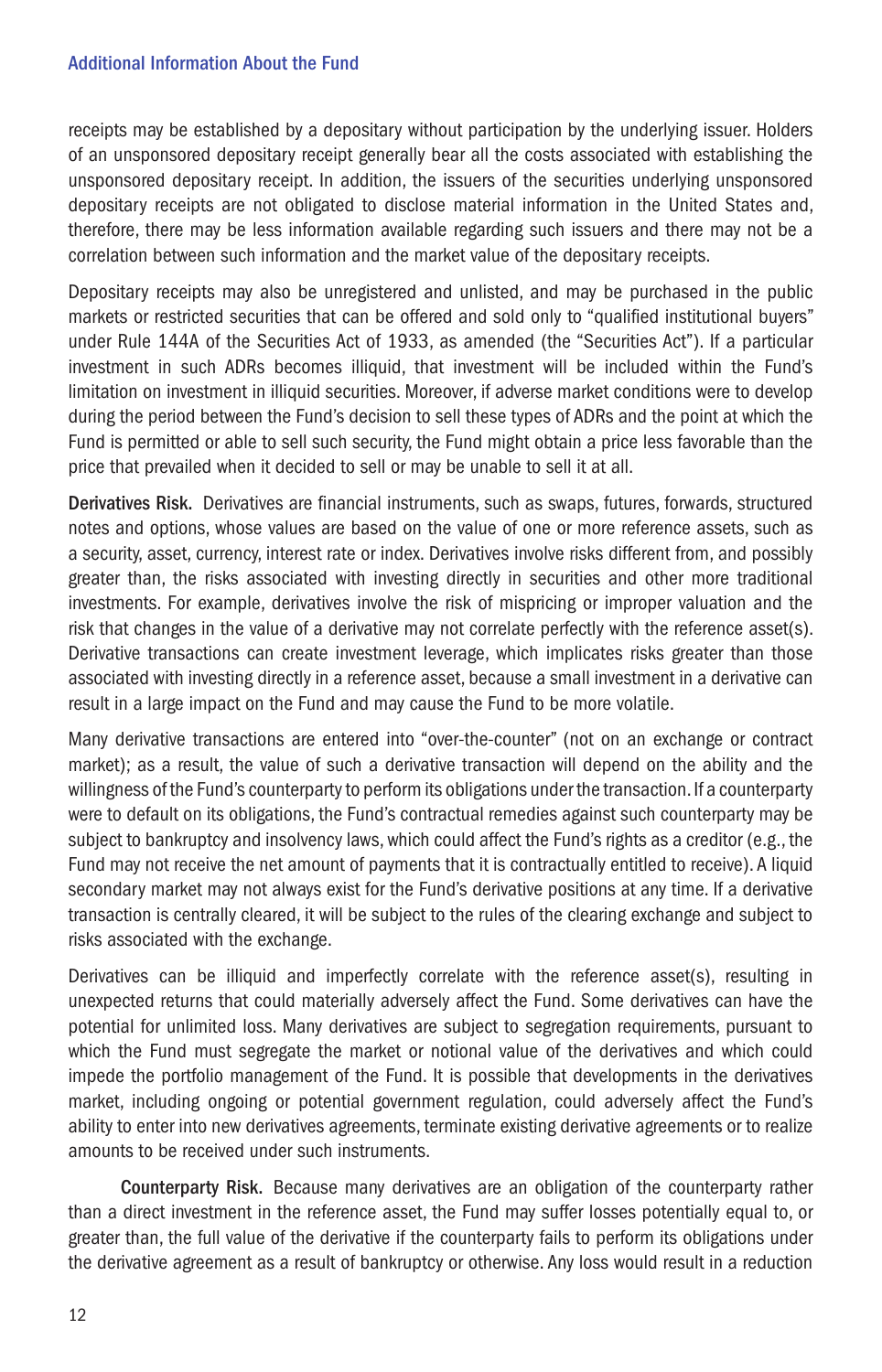receipts may be established by a depositary without participation by the underlying issuer. Holders of an unsponsored depositary receipt generally bear all the costs associated with establishing the unsponsored depositary receipt. In addition, the issuers of the securities underlying unsponsored depositary receipts are not obligated to disclose material information in the United States and, therefore, there may be less information available regarding such issuers and there may not be a correlation between such information and the market value of the depositary receipts.

Depositary receipts may also be unregistered and unlisted, and may be purchased in the public markets or restricted securities that can be offered and sold only to "qualified institutional buyers" under Rule 144A of the Securities Act of 1933, as amended (the "Securities Act"). If a particular investment in such ADRs becomes illiquid, that investment will be included within the Fund's limitation on investment in illiquid securities. Moreover, if adverse market conditions were to develop during the period between the Fund's decision to sell these types of ADRs and the point at which the Fund is permitted or able to sell such security, the Fund might obtain a price less favorable than the price that prevailed when it decided to sell or may be unable to sell it at all.

**Derivatives Risk.** Derivatives are financial instruments, such as swaps, futures, forwards, structured notes and options, whose values are based on the value of one or more reference assets, such as a security, asset, currency, interest rate or index. Derivatives involve risks different from, and possibly greater than, the risks associated with investing directly in securities and other more traditional investments. For example, derivatives involve the risk of mispricing or improper valuation and the risk that changes in the value of a derivative may not correlate perfectly with the reference asset(s). Derivative transactions can create investment leverage, which implicates risks greater than those associated with investing directly in a reference asset, because a small investment in a derivative can result in a large impact on the Fund and may cause the Fund to be more volatile.

Many derivative transactions are entered into "over-the-counter" (not on an exchange or contract market); as a result, the value of such a derivative transaction will depend on the ability and the willingness of the Fund's counterparty to perform its obligations under the transaction. If a counterparty were to default on its obligations, the Fund's contractual remedies against such counterparty may be subject to bankruptcy and insolvency laws, which could affect the Fund's rights as a creditor (e.g., the Fund may not receive the net amount of payments that it is contractually entitled to receive). A liquid secondary market may not always exist for the Fund's derivative positions at any time. If a derivative transaction is centrally cleared, it will be subject to the rules of the clearing exchange and subject to risks associated with the exchange.

Derivatives can be illiquid and imperfectly correlate with the reference asset(s), resulting in unexpected returns that could materially adversely affect the Fund. Some derivatives can have the potential for unlimited loss. Many derivatives are subject to segregation requirements, pursuant to which the Fund must segregate the market or notional value of the derivatives and which could impede the portfolio management of the Fund. It is possible that developments in the derivatives market, including ongoing or potential government regulation, could adversely affect the Fund's ability to enter into new derivatives agreements, terminate existing derivative agreements or to realize amounts to be received under such instruments.

**Counterparty Risk.** Because many derivatives are an obligation of the counterparty rather than a direct investment in the reference asset, the Fund may suffer losses potentially equal to, or greater than, the full value of the derivative if the counterparty fails to perform its obligations under the derivative agreement as a result of bankruptcy or otherwise. Any loss would result in a reduction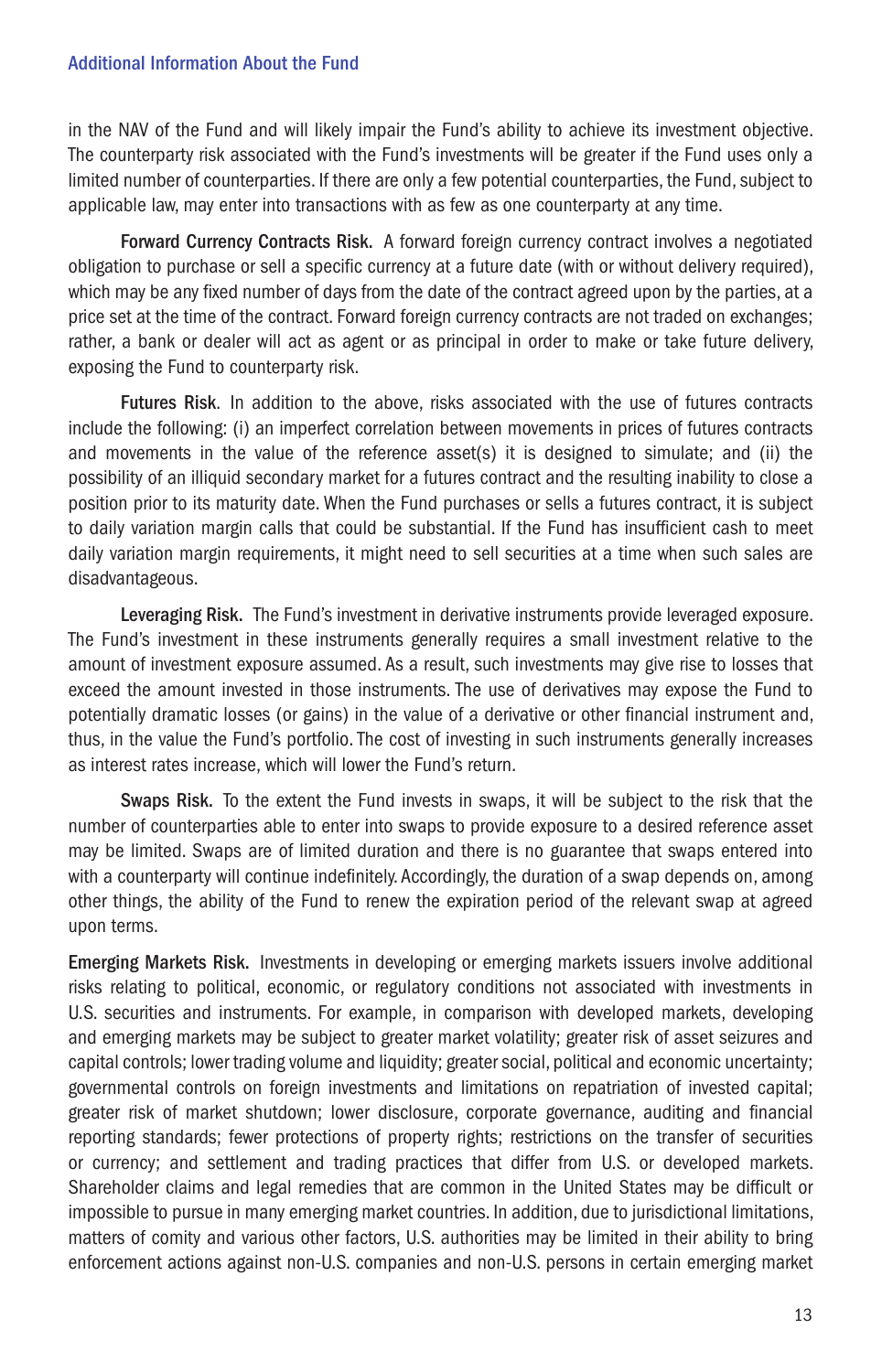in the NAV of the Fund and will likely impair the Fund's ability to achieve its investment objective. The counterparty risk associated with the Fund's investments will be greater if the Fund uses only a limited number of counterparties. If there are only a few potential counterparties, the Fund, subject to applicable law, may enter into transactions with as few as one counterparty at any time.

**Forward Currency Contracts Risk.** A forward foreign currency contract involves a negotiated obligation to purchase or sell a specific currency at a future date (with or without delivery required), which may be any fixed number of days from the date of the contract agreed upon by the parties, at a price set at the time of the contract. Forward foreign currency contracts are not traded on exchanges; rather, a bank or dealer will act as agent or as principal in order to make or take future delivery, exposing the Fund to counterparty risk.

**Futures Risk.** In addition to the above, risks associated with the use of futures contracts include the following: (i) an imperfect correlation between movements in prices of futures contracts and movements in the value of the reference asset(s) it is designed to simulate; and (ii) the possibility of an illiquid secondary market for a futures contract and the resulting inability to close a position prior to its maturity date. When the Fund purchases or sells a futures contract, it is subject to daily variation margin calls that could be substantial. If the Fund has insufficient cash to meet daily variation margin requirements, it might need to sell securities at a time when such sales are disadvantageous.

**Leveraging Risk.** The Fund's investment in derivative instruments provide leveraged exposure. The Fund's investment in these instruments generally requires a small investment relative to the amount of investment exposure assumed. As a result, such investments may give rise to losses that exceed the amount invested in those instruments. The use of derivatives may expose the Fund to potentially dramatic losses (or gains) in the value of a derivative or other financial instrument and, thus, in the value the Fund's portfolio. The cost of investing in such instruments generally increases as interest rates increase, which will lower the Fund's return.

**Swaps Risk.** To the extent the Fund invests in swaps, it will be subject to the risk that the number of counterparties able to enter into swaps to provide exposure to a desired reference asset may be limited. Swaps are of limited duration and there is no guarantee that swaps entered into with a counterparty will continue indefinitely. Accordingly, the duration of a swap depends on, among other things, the ability of the Fund to renew the expiration period of the relevant swap at agreed upon terms.

**Emerging Markets Risk.** Investments in developing or emerging markets issuers involve additional risks relating to political, economic, or regulatory conditions not associated with investments in U.S. securities and instruments. For example, in comparison with developed markets, developing and emerging markets may be subject to greater market volatility; greater risk of asset seizures and capital controls; lower trading volume and liquidity; greater social, political and economic uncertainty; governmental controls on foreign investments and limitations on repatriation of invested capital; greater risk of market shutdown; lower disclosure, corporate governance, auditing and financial reporting standards; fewer protections of property rights; restrictions on the transfer of securities or currency; and settlement and trading practices that differ from U.S. or developed markets. Shareholder claims and legal remedies that are common in the United States may be difficult or impossible to pursue in many emerging market countries. In addition, due to jurisdictional limitations, matters of comity and various other factors, U.S. authorities may be limited in their ability to bring enforcement actions against non-U.S. companies and non-U.S. persons in certain emerging market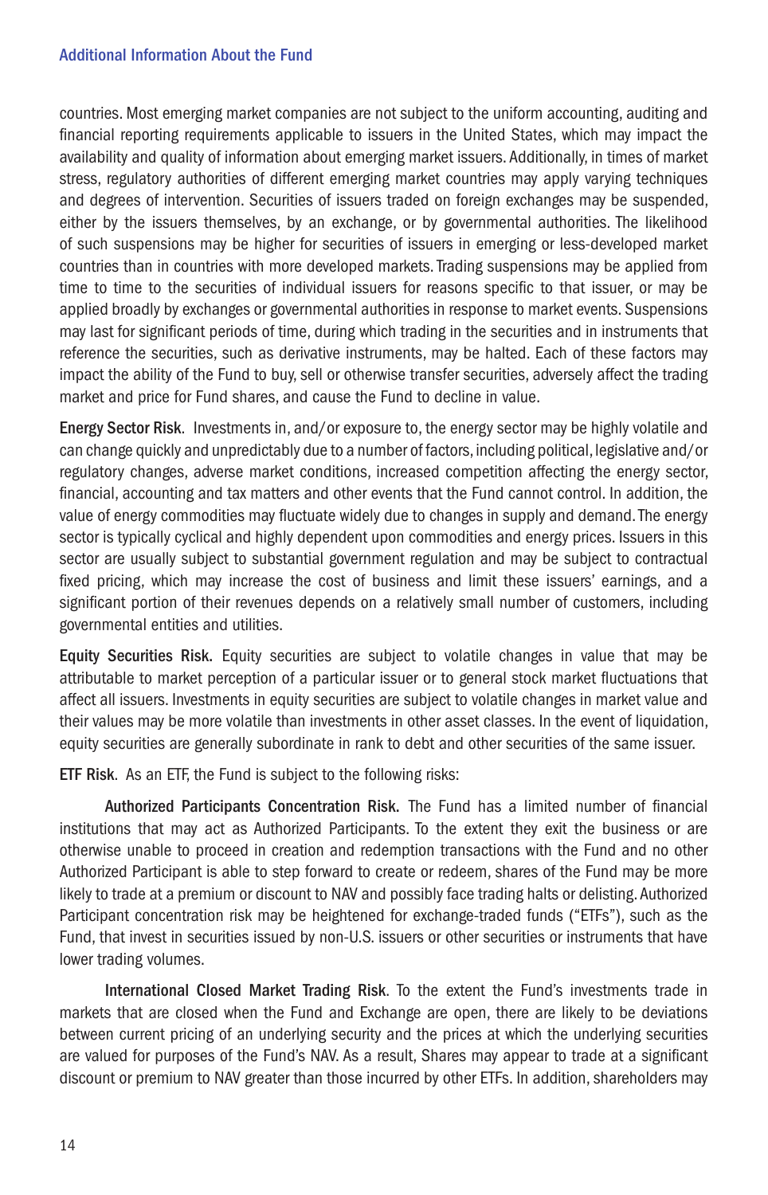countries. Most emerging market companies are not subject to the uniform accounting, auditing and financial reporting requirements applicable to issuers in the United States, which may impact the availability and quality of information about emerging market issuers. Additionally, in times of market stress, regulatory authorities of different emerging market countries may apply varying techniques and degrees of intervention. Securities of issuers traded on foreign exchanges may be suspended, either by the issuers themselves, by an exchange, or by governmental authorities. The likelihood of such suspensions may be higher for securities of issuers in emerging or less-developed market countries than in countries with more developed markets. Trading suspensions may be applied from time to time to the securities of individual issuers for reasons specific to that issuer, or may be applied broadly by exchanges or governmental authorities in response to market events. Suspensions may last for significant periods of time, during which trading in the securities and in instruments that reference the securities, such as derivative instruments, may be halted. Each of these factors may impact the ability of the Fund to buy, sell or otherwise transfer securities, adversely affect the trading market and price for Fund shares, and cause the Fund to decline in value.

**Energy Sector Risk**. Investments in, and/or exposure to, the energy sector may be highly volatile and can change quickly and unpredictably due to a number of factors, including political, legislative and/or regulatory changes, adverse market conditions, increased competition affecting the energy sector, financial, accounting and tax matters and other events that the Fund cannot control. In addition, the value of energy commodities may fluctuate widely due to changes in supply and demand. The energy sector is typically cyclical and highly dependent upon commodities and energy prices. Issuers in this sector are usually subject to substantial government regulation and may be subject to contractual fixed pricing, which may increase the cost of business and limit these issuers' earnings, and a significant portion of their revenues depends on a relatively small number of customers, including governmental entities and utilities.

**Equity Securities Risk.** Equity securities are subject to volatile changes in value that may be attributable to market perception of a particular issuer or to general stock market fluctuations that affect all issuers. Investments in equity securities are subject to volatile changes in market value and their values may be more volatile than investments in other asset classes. In the event of liquidation, equity securities are generally subordinate in rank to debt and other securities of the same issuer.

**ETF Risk**. As an ETF, the Fund is subject to the following risks:

**Authorized Participants Concentration Risk.** The Fund has a limited number of financial institutions that may act as Authorized Participants. To the extent they exit the business or are otherwise unable to proceed in creation and redemption transactions with the Fund and no other Authorized Participant is able to step forward to create or redeem, shares of the Fund may be more likely to trade at a premium or discount to NAV and possibly face trading halts or delisting. Authorized Participant concentration risk may be heightened for exchange-traded funds ("ETFs"), such as the Fund, that invest in securities issued by non-U.S. issuers or other securities or instruments that have lower trading volumes.

**International Closed Market Trading Risk**. To the extent the Fund's investments trade in markets that are closed when the Fund and Exchange are open, there are likely to be deviations between current pricing of an underlying security and the prices at which the underlying securities are valued for purposes of the Fund's NAV. As a result, Shares may appear to trade at a significant discount or premium to NAV greater than those incurred by other ETFs. In addition, shareholders may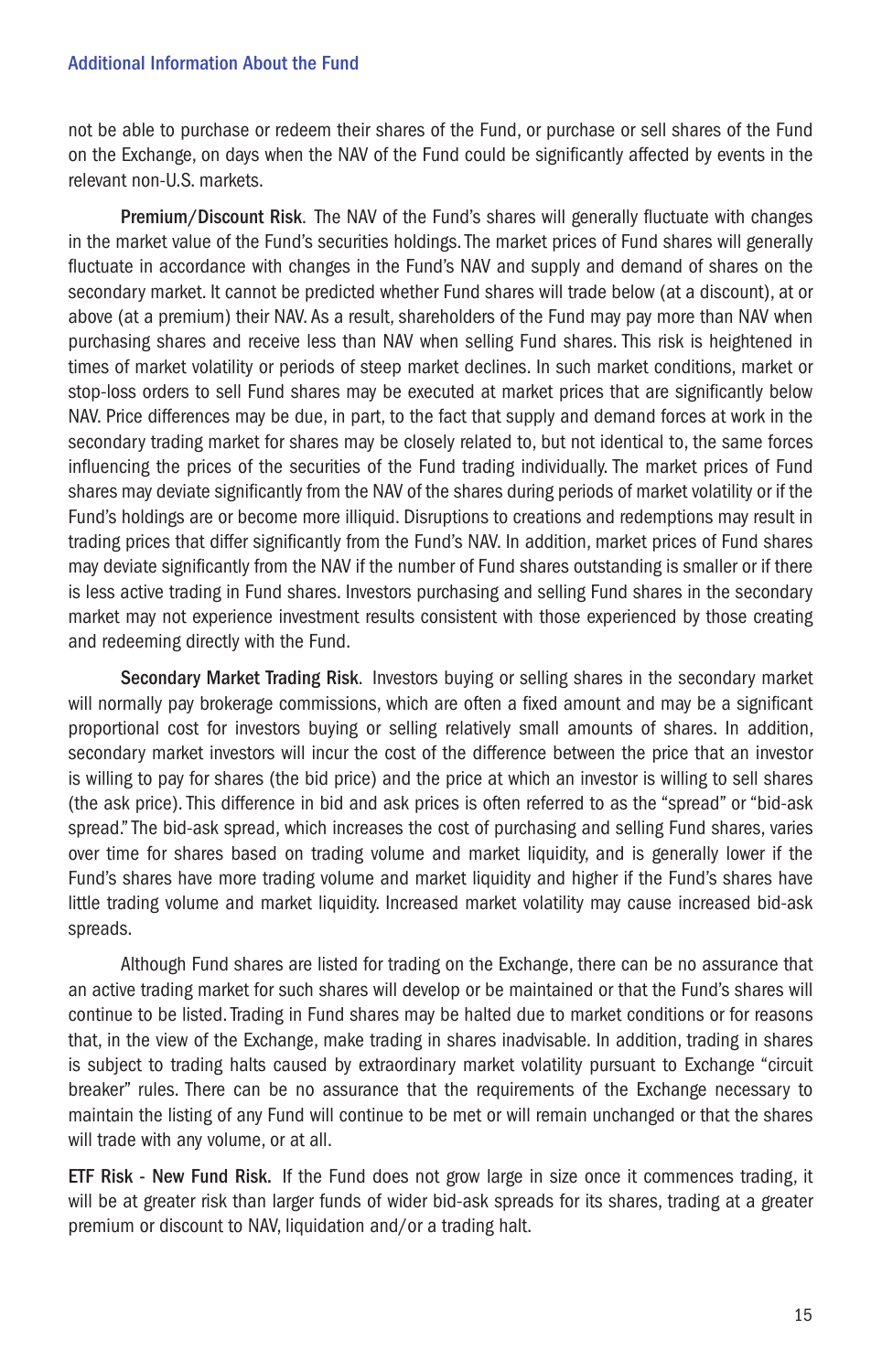not be able to purchase or redeem their shares of the Fund, or purchase or sell shares of the Fund on the Exchange, on days when the NAV of the Fund could be significantly affected by events in the relevant non-U.S. markets.

**Premium/Discount Risk**. The NAV of the Fund's shares will generally fluctuate with changes in the market value of the Fund's securities holdings. The market prices of Fund shares will generally fluctuate in accordance with changes in the Fund's NAV and supply and demand of shares on the secondary market. It cannot be predicted whether Fund shares will trade below (at a discount), at or above (at a premium) their NAV. As a result, shareholders of the Fund may pay more than NAV when purchasing shares and receive less than NAV when selling Fund shares. This risk is heightened in times of market volatility or periods of steep market declines. In such market conditions, market or stop-loss orders to sell Fund shares may be executed at market prices that are significantly below NAV. Price differences may be due, in part, to the fact that supply and demand forces at work in the secondary trading market for shares may be closely related to, but not identical to, the same forces influencing the prices of the securities of the Fund trading individually. The market prices of Fund shares may deviate significantly from the NAV of the shares during periods of market volatility or if the Fund's holdings are or become more illiquid. Disruptions to creations and redemptions may result in trading prices that differ significantly from the Fund's NAV. In addition, market prices of Fund shares may deviate significantly from the NAV if the number of Fund shares outstanding is smaller or if there is less active trading in Fund shares. Investors purchasing and selling Fund shares in the secondary market may not experience investment results consistent with those experienced by those creating and redeeming directly with the Fund.

**Secondary Market Trading Risk**. Investors buying or selling shares in the secondary market will normally pay brokerage commissions, which are often a fixed amount and may be a significant proportional cost for investors buying or selling relatively small amounts of shares. In addition, secondary market investors will incur the cost of the difference between the price that an investor is willing to pay for shares (the bid price) and the price at which an investor is willing to sell shares (the ask price). This difference in bid and ask prices is often referred to as the "spread" or "bid-ask spread." The bid-ask spread, which increases the cost of purchasing and selling Fund shares, varies over time for shares based on trading volume and market liquidity, and is generally lower if the Fund's shares have more trading volume and market liquidity and higher if the Fund's shares have little trading volume and market liquidity. Increased market volatility may cause increased bid-ask spreads.

Although Fund shares are listed for trading on the Exchange, there can be no assurance that an active trading market for such shares will develop or be maintained or that the Fund's shares will continue to be listed. Trading in Fund shares may be halted due to market conditions or for reasons that, in the view of the Exchange, make trading in shares inadvisable. In addition, trading in shares is subject to trading halts caused by extraordinary market volatility pursuant to Exchange "circuit breaker" rules. There can be no assurance that the requirements of the Exchange necessary to maintain the listing of any Fund will continue to be met or will remain unchanged or that the shares will trade with any volume, or at all.

**ETF Risk - New Fund Risk.** If the Fund does not grow large in size once it commences trading, it will be at greater risk than larger funds of wider bid-ask spreads for its shares, trading at a greater premium or discount to NAV, liquidation and/or a trading halt.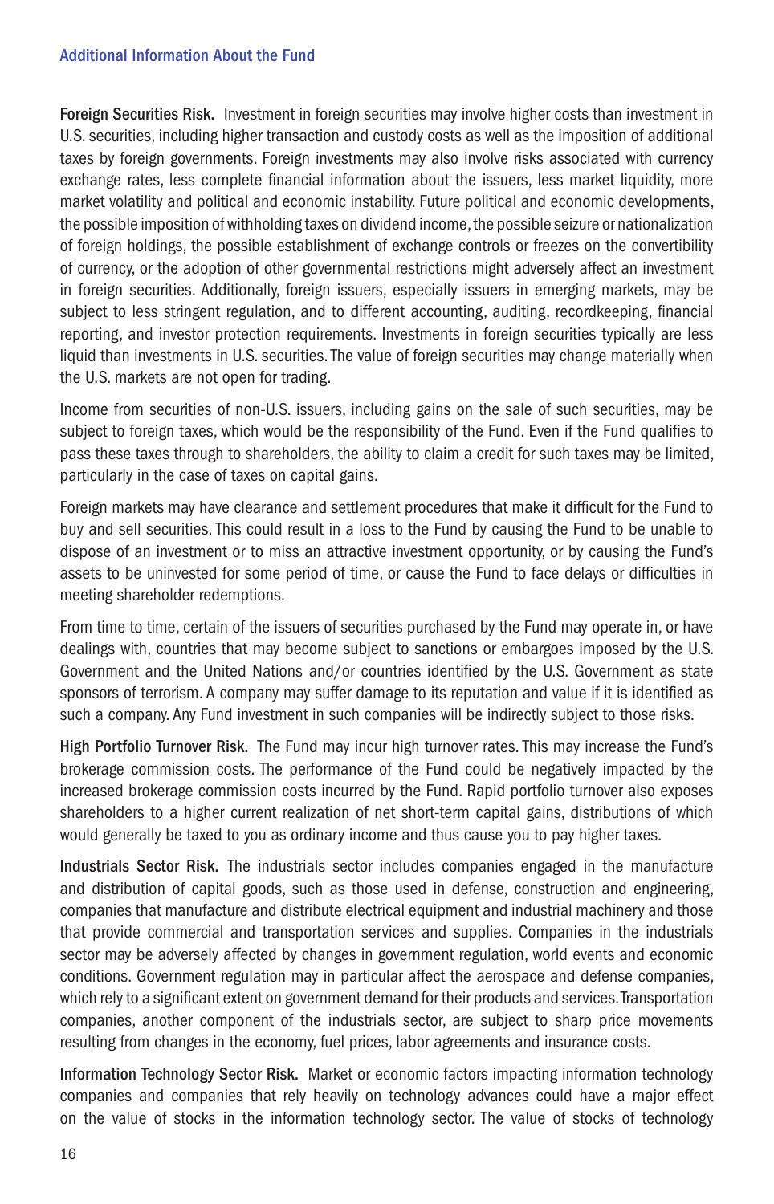**Foreign Securities Risk.** Investment in foreign securities may involve higher costs than investment in U.S. securities, including higher transaction and custody costs as well as the imposition of additional taxes by foreign governments. Foreign investments may also involve risks associated with currency exchange rates, less complete financial information about the issuers, less market liquidity, more market volatility and political and economic instability. Future political and economic developments, the possible imposition of withholding taxes on dividend income, the possible seizure or nationalization of foreign holdings, the possible establishment of exchange controls or freezes on the convertibility of currency, or the adoption of other governmental restrictions might adversely affect an investment in foreign securities. Additionally, foreign issuers, especially issuers in emerging markets, may be subject to less stringent regulation, and to different accounting, auditing, recordkeeping, financial reporting, and investor protection requirements. Investments in foreign securities typically are less liquid than investments in U.S. securities. The value of foreign securities may change materially when the U.S. markets are not open for trading.

Income from securities of non-U.S. issuers, including gains on the sale of such securities, may be subject to foreign taxes, which would be the responsibility of the Fund. Even if the Fund qualifies to pass these taxes through to shareholders, the ability to claim a credit for such taxes may be limited, particularly in the case of taxes on capital gains.

Foreign markets may have clearance and settlement procedures that make it difficult for the Fund to buy and sell securities. This could result in a loss to the Fund by causing the Fund to be unable to dispose of an investment or to miss an attractive investment opportunity, or by causing the Fund's assets to be uninvested for some period of time, or cause the Fund to face delays or difficulties in meeting shareholder redemptions.

From time to time, certain of the issuers of securities purchased by the Fund may operate in, or have dealings with, countries that may become subject to sanctions or embargoes imposed by the U.S. Government and the United Nations and/or countries identified by the U.S. Government as state sponsors of terrorism. A company may suffer damage to its reputation and value if it is identified as such a company. Any Fund investment in such companies will be indirectly subject to those risks.

**High Portfolio Turnover Risk.** The Fund may incur high turnover rates. This may increase the Fund's brokerage commission costs. The performance of the Fund could be negatively impacted by the increased brokerage commission costs incurred by the Fund. Rapid portfolio turnover also exposes shareholders to a higher current realization of net short-term capital gains, distributions of which would generally be taxed to you as ordinary income and thus cause you to pay higher taxes.

**Industrials Sector Risk.** The industrials sector includes companies engaged in the manufacture and distribution of capital goods, such as those used in defense, construction and engineering, companies that manufacture and distribute electrical equipment and industrial machinery and those that provide commercial and transportation services and supplies. Companies in the industrials sector may be adversely affected by changes in government regulation, world events and economic conditions. Government regulation may in particular affect the aerospace and defense companies, which rely to a significant extent on government demand for their products and services. Transportation companies, another component of the industrials sector, are subject to sharp price movements resulting from changes in the economy, fuel prices, labor agreements and insurance costs.

**Information Technology Sector Risk.** Market or economic factors impacting information technology companies and companies that rely heavily on technology advances could have a major effect on the value of stocks in the information technology sector. The value of stocks of technology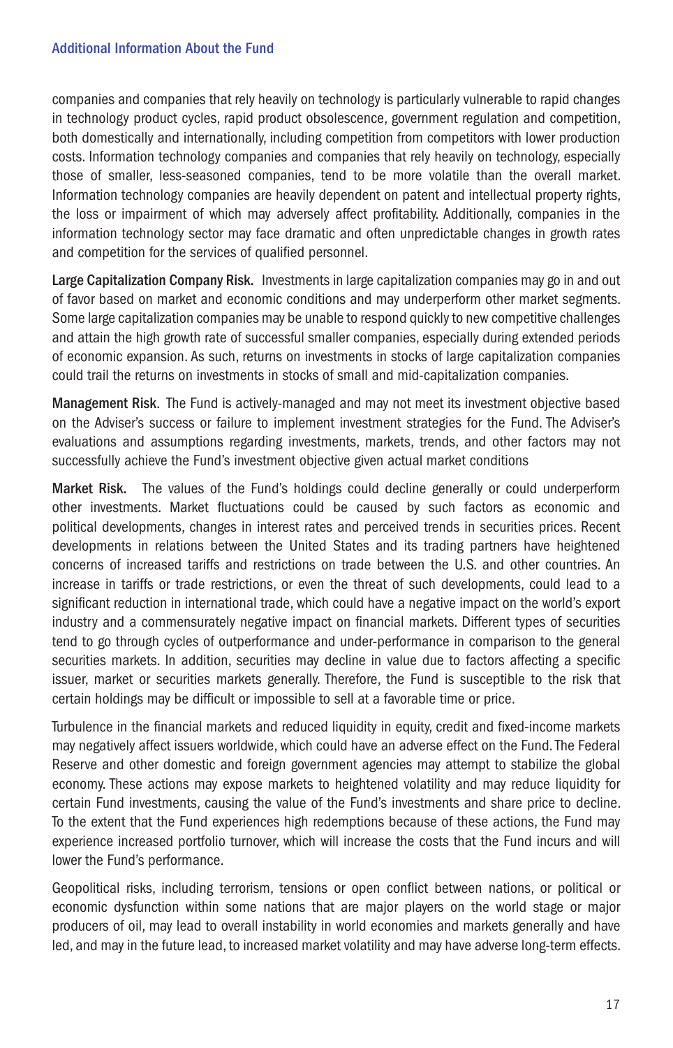companies and companies that rely heavily on technology is particularly vulnerable to rapid changes in technology product cycles, rapid product obsolescence, government regulation and competition, both domestically and internationally, including competition from competitors with lower production costs. Information technology companies and companies that rely heavily on technology, especially those of smaller, less-seasoned companies, tend to be more volatile than the overall market. Information technology companies are heavily dependent on patent and intellectual property rights, the loss or impairment of which may adversely affect profitability. Additionally, companies in the information technology sector may face dramatic and often unpredictable changes in growth rates and competition for the services of qualified personnel.

**Large Capitalization Company Risk.** Investments in large capitalization companies may go in and out of favor based on market and economic conditions and may underperform other market segments. Some large capitalization companies may be unable to respond quickly to new competitive challenges and attain the high growth rate of successful smaller companies, especially during extended periods of economic expansion. As such, returns on investments in stocks of large capitalization companies could trail the returns on investments in stocks of small and mid-capitalization companies.

**Management Risk**. The Fund is actively-managed and may not meet its investment objective based on the Adviser's success or failure to implement investment strategies for the Fund. The Adviser's evaluations and assumptions regarding investments, markets, trends, and other factors may not successfully achieve the Fund's investment objective given actual market conditions

**Market Risk.** The values of the Fund's holdings could decline generally or could underperform other investments. Market fluctuations could be caused by such factors as economic and political developments, changes in interest rates and perceived trends in securities prices. Recent developments in relations between the United States and its trading partners have heightened concerns of increased tariffs and restrictions on trade between the U.S. and other countries. An increase in tariffs or trade restrictions, or even the threat of such developments, could lead to a significant reduction in international trade, which could have a negative impact on the world's export industry and a commensurately negative impact on financial markets. Different types of securities tend to go through cycles of outperformance and under-performance in comparison to the general securities markets. In addition, securities may decline in value due to factors affecting a specific issuer, market or securities markets generally. Therefore, the Fund is susceptible to the risk that certain holdings may be difficult or impossible to sell at a favorable time or price.

Turbulence in the financial markets and reduced liquidity in equity, credit and fixed-income markets may negatively affect issuers worldwide, which could have an adverse effect on the Fund. The Federal Reserve and other domestic and foreign government agencies may attempt to stabilize the global economy. These actions may expose markets to heightened volatility and may reduce liquidity for certain Fund investments, causing the value of the Fund's investments and share price to decline. To the extent that the Fund experiences high redemptions because of these actions, the Fund may experience increased portfolio turnover, which will increase the costs that the Fund incurs and will lower the Fund's performance.

Geopolitical risks, including terrorism, tensions or open conflict between nations, or political or economic dysfunction within some nations that are major players on the world stage or major producers of oil, may lead to overall instability in world economies and markets generally and have led, and may in the future lead, to increased market volatility and may have adverse long-term effects.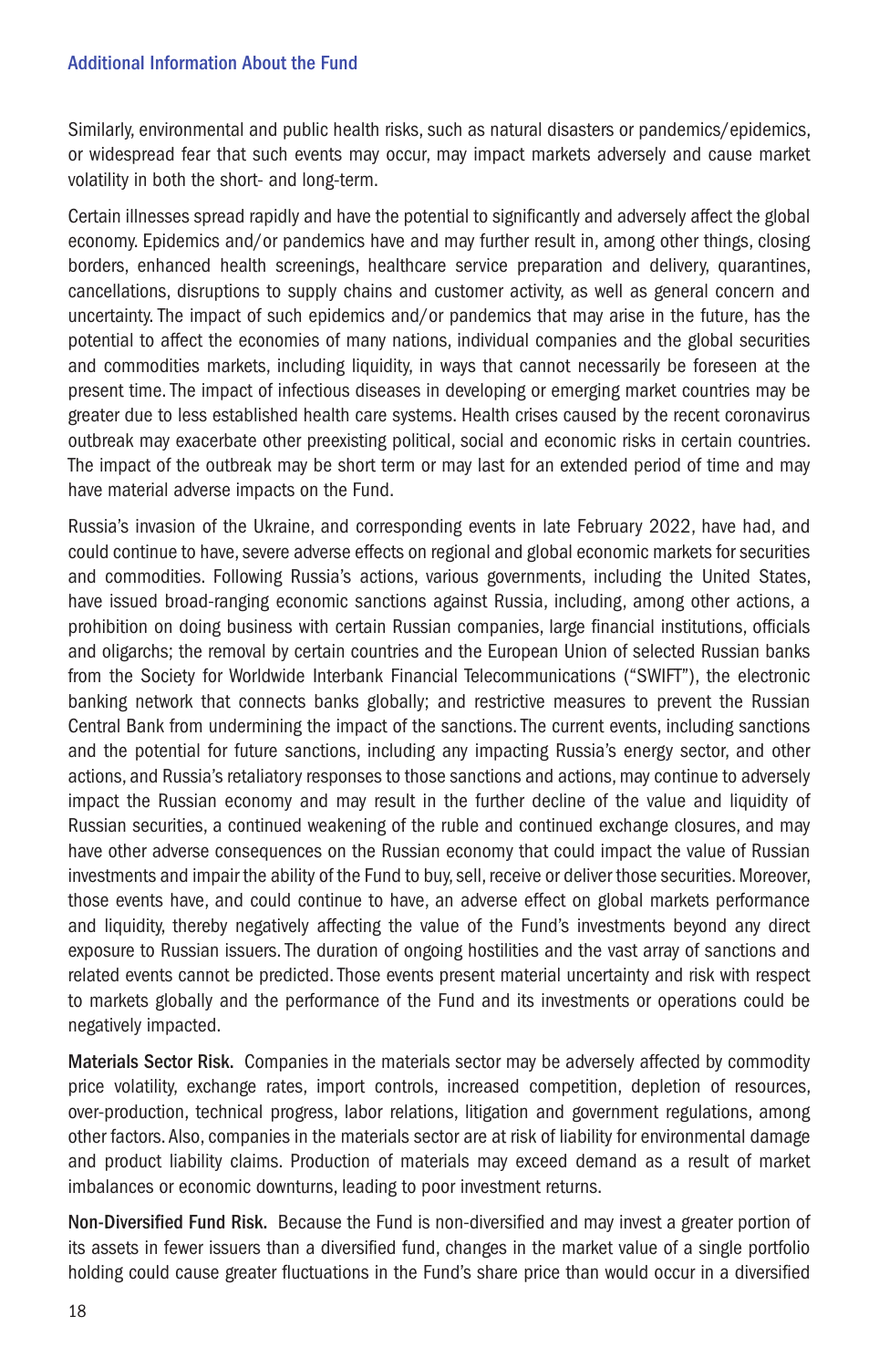Similarly, environmental and public health risks, such as natural disasters or pandemics/epidemics, or widespread fear that such events may occur, may impact markets adversely and cause market volatility in both the short- and long-term.

Certain illnesses spread rapidly and have the potential to significantly and adversely affect the global economy. Epidemics and/or pandemics have and may further result in, among other things, closing borders, enhanced health screenings, healthcare service preparation and delivery, quarantines, cancellations, disruptions to supply chains and customer activity, as well as general concern and uncertainty. The impact of such epidemics and/or pandemics that may arise in the future, has the potential to affect the economies of many nations, individual companies and the global securities and commodities markets, including liquidity, in ways that cannot necessarily be foreseen at the present time. The impact of infectious diseases in developing or emerging market countries may be greater due to less established health care systems. Health crises caused by the recent coronavirus outbreak may exacerbate other preexisting political, social and economic risks in certain countries. The impact of the outbreak may be short term or may last for an extended period of time and may have material adverse impacts on the Fund.

Russia's invasion of the Ukraine, and corresponding events in late February 2022, have had, and could continue to have, severe adverse effects on regional and global economic markets for securities and commodities. Following Russia's actions, various governments, including the United States, have issued broad-ranging economic sanctions against Russia, including, among other actions, a prohibition on doing business with certain Russian companies, large financial institutions, officials and oligarchs; the removal by certain countries and the European Union of selected Russian banks from the Society for Worldwide Interbank Financial Telecommunications ("SWIFT"), the electronic banking network that connects banks globally; and restrictive measures to prevent the Russian Central Bank from undermining the impact of the sanctions. The current events, including sanctions and the potential for future sanctions, including any impacting Russia's energy sector, and other actions, and Russia's retaliatory responses to those sanctions and actions, may continue to adversely impact the Russian economy and may result in the further decline of the value and liquidity of Russian securities, a continued weakening of the ruble and continued exchange closures, and may have other adverse consequences on the Russian economy that could impact the value of Russian investments and impair the ability of the Fund to buy, sell, receive or deliver those securities. Moreover, those events have, and could continue to have, an adverse effect on global markets performance and liquidity, thereby negatively affecting the value of the Fund's investments beyond any direct exposure to Russian issuers. The duration of ongoing hostilities and the vast array of sanctions and related events cannot be predicted. Those events present material uncertainty and risk with respect to markets globally and the performance of the Fund and its investments or operations could be negatively impacted.

**Materials Sector Risk.** Companies in the materials sector may be adversely affected by commodity price volatility, exchange rates, import controls, increased competition, depletion of resources, over-production, technical progress, labor relations, litigation and government regulations, among other factors. Also, companies in the materials sector are at risk of liability for environmental damage and product liability claims. Production of materials may exceed demand as a result of market imbalances or economic downturns, leading to poor investment returns.

**Non-Diversified Fund Risk.** Because the Fund is non-diversified and may invest a greater portion of its assets in fewer issuers than a diversified fund, changes in the market value of a single portfolio holding could cause greater fluctuations in the Fund's share price than would occur in a diversified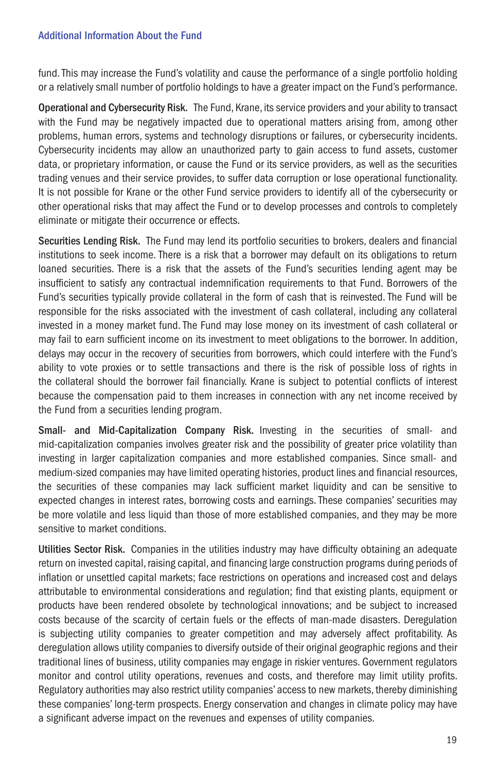fund. This may increase the Fund's volatility and cause the performance of a single portfolio holding or a relatively small number of portfolio holdings to have a greater impact on the Fund's performance.

**Operational and Cybersecurity Risk.** The Fund, Krane, its service providers and your ability to transact with the Fund may be negatively impacted due to operational matters arising from, among other problems, human errors, systems and technology disruptions or failures, or cybersecurity incidents. Cybersecurity incidents may allow an unauthorized party to gain access to fund assets, customer data, or proprietary information, or cause the Fund or its service providers, as well as the securities trading venues and their service provides, to suffer data corruption or lose operational functionality. It is not possible for Krane or the other Fund service providers to identify all of the cybersecurity or other operational risks that may affect the Fund or to develop processes and controls to completely eliminate or mitigate their occurrence or effects.

**Securities Lending Risk.** The Fund may lend its portfolio securities to brokers, dealers and financial institutions to seek income. There is a risk that a borrower may default on its obligations to return loaned securities. There is a risk that the assets of the Fund's securities lending agent may be insufficient to satisfy any contractual indemnification requirements to that Fund. Borrowers of the Fund's securities typically provide collateral in the form of cash that is reinvested. The Fund will be responsible for the risks associated with the investment of cash collateral, including any collateral invested in a money market fund. The Fund may lose money on its investment of cash collateral or may fail to earn sufficient income on its investment to meet obligations to the borrower. In addition, delays may occur in the recovery of securities from borrowers, which could interfere with the Fund's ability to vote proxies or to settle transactions and there is the risk of possible loss of rights in the collateral should the borrower fail financially. Krane is subject to potential conflicts of interest because the compensation paid to them increases in connection with any net income received by the Fund from a securities lending program.

**Small- and Mid-Capitalization Company Risk.** Investing in the securities of small- and mid-capitalization companies involves greater risk and the possibility of greater price volatility than investing in larger capitalization companies and more established companies. Since small- and medium-sized companies may have limited operating histories, product lines and financial resources, the securities of these companies may lack sufficient market liquidity and can be sensitive to expected changes in interest rates, borrowing costs and earnings. These companies' securities may be more volatile and less liquid than those of more established companies, and they may be more sensitive to market conditions.

**Utilities Sector Risk.** Companies in the utilities industry may have difficulty obtaining an adequate return on invested capital, raising capital, and financing large construction programs during periods of inflation or unsettled capital markets; face restrictions on operations and increased cost and delays attributable to environmental considerations and regulation; find that existing plants, equipment or products have been rendered obsolete by technological innovations; and be subject to increased costs because of the scarcity of certain fuels or the effects of man-made disasters. Deregulation is subjecting utility companies to greater competition and may adversely affect profitability. As deregulation allows utility companies to diversify outside of their original geographic regions and their traditional lines of business, utility companies may engage in riskier ventures. Government regulators monitor and control utility operations, revenues and costs, and therefore may limit utility profits. Regulatory authorities may also restrict utility companies' access to new markets, thereby diminishing these companies' long-term prospects. Energy conservation and changes in climate policy may have a significant adverse impact on the revenues and expenses of utility companies.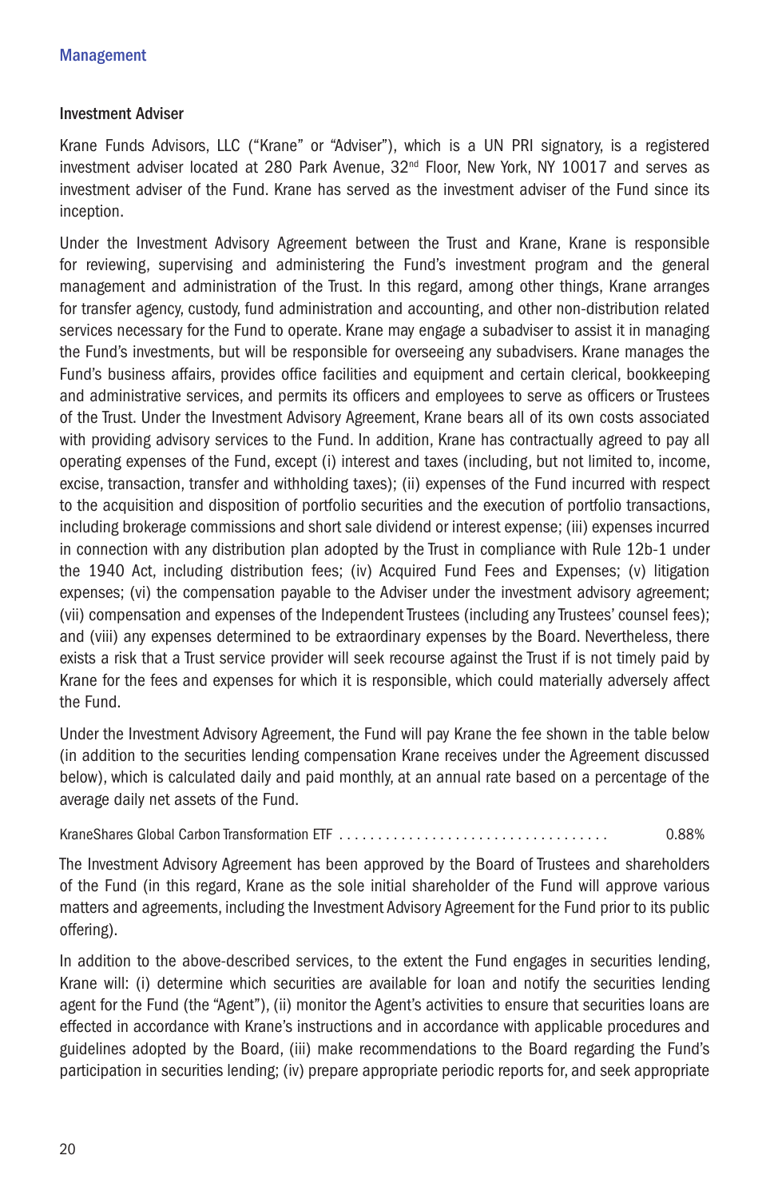## Management

### Investment Adviser

Krane Funds Advisors, LLC ("Krane" or "Adviser"), which is a UN PRI signatory, is a registered investment adviser located at 280 Park Avenue, 32nd Floor, New York, NY 10017 and serves as investment adviser of the Fund. Krane has served as the investment adviser of the Fund since its inception.

Under the Investment Advisory Agreement between the Trust and Krane, Krane is responsible for reviewing, supervising and administering the Fund's investment program and the general management and administration of the Trust. In this regard, among other things, Krane arranges for transfer agency, custody, fund administration and accounting, and other non-distribution related services necessary for the Fund to operate. Krane may engage a subadviser to assist it in managing the Fund's investments, but will be responsible for overseeing any subadvisers. Krane manages the Fund's business affairs, provides office facilities and equipment and certain clerical, bookkeeping and administrative services, and permits its officers and employees to serve as officers or Trustees of the Trust. Under the Investment Advisory Agreement, Krane bears all of its own costs associated with providing advisory services to the Fund. In addition, Krane has contractually agreed to pay all operating expenses of the Fund, except (i) interest and taxes (including, but not limited to, income, excise, transaction, transfer and withholding taxes); (ii) expenses of the Fund incurred with respect to the acquisition and disposition of portfolio securities and the execution of portfolio transactions, including brokerage commissions and short sale dividend or interest expense; (iii) expenses incurred in connection with any distribution plan adopted by the Trust in compliance with Rule 12b-1 under the 1940 Act, including distribution fees; (iv) Acquired Fund Fees and Expenses; (v) litigation expenses; (vi) the compensation payable to the Adviser under the investment advisory agreement; (vii) compensation and expenses of the Independent Trustees (including any Trustees' counsel fees); and (viii) any expenses determined to be extraordinary expenses by the Board. Nevertheless, there exists a risk that a Trust service provider will seek recourse against the Trust if is not timely paid by Krane for the fees and expenses for which it is responsible, which could materially adversely affect the Fund.

Under the Investment Advisory Agreement, the Fund will pay Krane the fee shown in the table below (in addition to the securities lending compensation Krane receives under the Agreement discussed below), which is calculated daily and paid monthly, at an annual rate based on a percentage of the average daily net assets of the Fund.

| | |
|---|---|
| KraneShares Global Carbon Transformation ETF | 0.88% |

The Investment Advisory Agreement has been approved by the Board of Trustees and shareholders of the Fund (in this regard, Krane as the sole initial shareholder of the Fund will approve various matters and agreements, including the Investment Advisory Agreement for the Fund prior to its public offering).

In addition to the above-described services, to the extent the Fund engages in securities lending, Krane will: (i) determine which securities are available for loan and notify the securities lending agent for the Fund (the "Agent"), (ii) monitor the Agent's activities to ensure that securities loans are effected in accordance with Krane's instructions and in accordance with applicable procedures and guidelines adopted by the Board, (iii) make recommendations to the Board regarding the Fund's participation in securities lending; (iv) prepare appropriate periodic reports for, and seek appropriate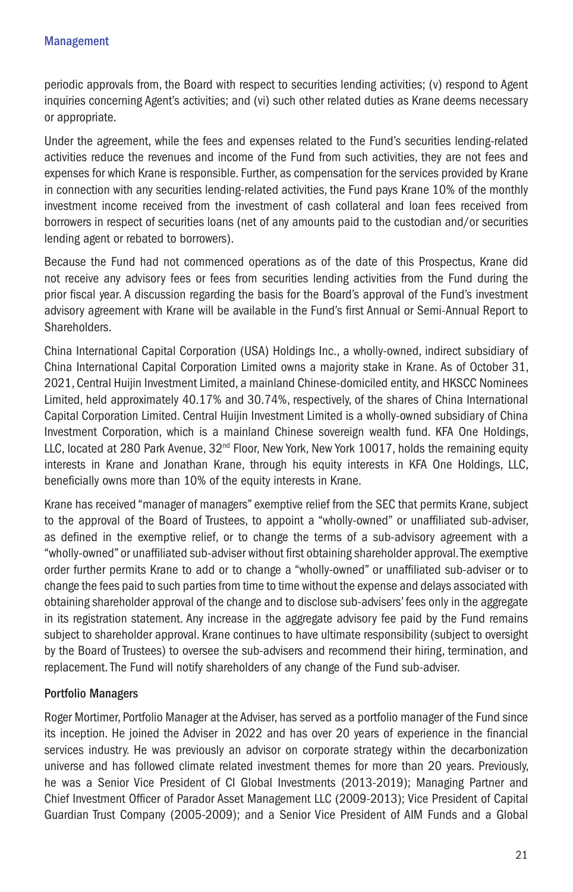periodic approvals from, the Board with respect to securities lending activities; (v) respond to Agent inquiries concerning Agent's activities; and (vi) such other related duties as Krane deems necessary or appropriate.

Under the agreement, while the fees and expenses related to the Fund's securities lending-related activities reduce the revenues and income of the Fund from such activities, they are not fees and expenses for which Krane is responsible. Further, as compensation for the services provided by Krane in connection with any securities lending-related activities, the Fund pays Krane 10% of the monthly investment income received from the investment of cash collateral and loan fees received from borrowers in respect of securities loans (net of any amounts paid to the custodian and/or securities lending agent or rebated to borrowers).

Because the Fund had not commenced operations as of the date of this Prospectus, Krane did not receive any advisory fees or fees from securities lending activities from the Fund during the prior fiscal year. A discussion regarding the basis for the Board's approval of the Fund's investment advisory agreement with Krane will be available in the Fund's first Annual or Semi-Annual Report to Shareholders.

China International Capital Corporation (USA) Holdings Inc., a wholly-owned, indirect subsidiary of China International Capital Corporation Limited owns a majority stake in Krane. As of October 31, 2021, Central Huijin Investment Limited, a mainland Chinese-domiciled entity, and HKSCC Nominees Limited, held approximately 40.17% and 30.74%, respectively, of the shares of China International Capital Corporation Limited. Central Huijin Investment Limited is a wholly-owned subsidiary of China Investment Corporation, which is a mainland Chinese sovereign wealth fund. KFA One Holdings, LLC, located at 280 Park Avenue, 32nd Floor, New York, New York 10017, holds the remaining equity interests in Krane and Jonathan Krane, through his equity interests in KFA One Holdings, LLC, beneficially owns more than 10% of the equity interests in Krane.

Krane has received "manager of managers" exemptive relief from the SEC that permits Krane, subject to the approval of the Board of Trustees, to appoint a "wholly-owned" or unaffiliated sub-adviser, as defined in the exemptive relief, or to change the terms of a sub-advisory agreement with a "wholly-owned" or unaffiliated sub-adviser without first obtaining shareholder approval. The exemptive order further permits Krane to add or to change a "wholly-owned" or unaffiliated sub-adviser or to change the fees paid to such parties from time to time without the expense and delays associated with obtaining shareholder approval of the change and to disclose sub-advisers' fees only in the aggregate in its registration statement. Any increase in the aggregate advisory fee paid by the Fund remains subject to shareholder approval. Krane continues to have ultimate responsibility (subject to oversight by the Board of Trustees) to oversee the sub-advisers and recommend their hiring, termination, and replacement. The Fund will notify shareholders of any change of the Fund sub-adviser.

### Portfolio Managers

Roger Mortimer, Portfolio Manager at the Adviser, has served as a portfolio manager of the Fund since its inception. He joined the Adviser in 2022 and has over 20 years of experience in the financial services industry. He was previously an advisor on corporate strategy within the decarbonization universe and has followed climate related investment themes for more than 20 years. Previously, he was a Senior Vice President of CI Global Investments (2013-2019); Managing Partner and Chief Investment Officer of Parador Asset Management LLC (2009-2013); Vice President of Capital Guardian Trust Company (2005-2009); and a Senior Vice President of AIM Funds and a Global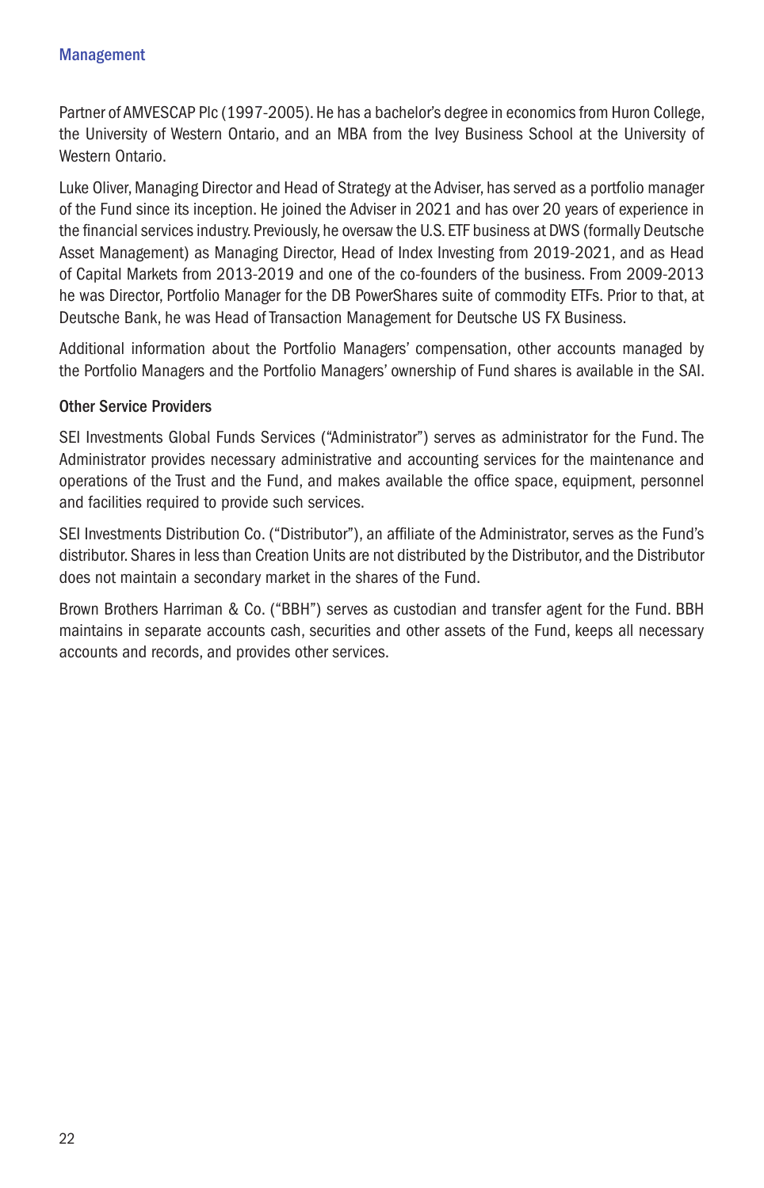Partner of AMVESCAP Plc (1997-2005). He has a bachelor's degree in economics from Huron College, the University of Western Ontario, and an MBA from the Ivey Business School at the University of Western Ontario.

Luke Oliver, Managing Director and Head of Strategy at the Adviser, has served as a portfolio manager of the Fund since its inception. He joined the Adviser in 2021 and has over 20 years of experience in the financial services industry. Previously, he oversaw the U.S. ETF business at DWS (formally Deutsche Asset Management) as Managing Director, Head of Index Investing from 2019-2021, and as Head of Capital Markets from 2013-2019 and one of the co-founders of the business. From 2009-2013 he was Director, Portfolio Manager for the DB PowerShares suite of commodity ETFs. Prior to that, at Deutsche Bank, he was Head of Transaction Management for Deutsche US FX Business.

Additional information about the Portfolio Managers' compensation, other accounts managed by the Portfolio Managers and the Portfolio Managers' ownership of Fund shares is available in the SAI.

### Other Service Providers

SEI Investments Global Funds Services ("Administrator") serves as administrator for the Fund. The Administrator provides necessary administrative and accounting services for the maintenance and operations of the Trust and the Fund, and makes available the office space, equipment, personnel and facilities required to provide such services.

SEI Investments Distribution Co. ("Distributor"), an affiliate of the Administrator, serves as the Fund's distributor. Shares in less than Creation Units are not distributed by the Distributor, and the Distributor does not maintain a secondary market in the shares of the Fund.

Brown Brothers Harriman & Co. ("BBH") serves as custodian and transfer agent for the Fund. BBH maintains in separate accounts cash, securities and other assets of the Fund, keeps all necessary accounts and records, and provides other services.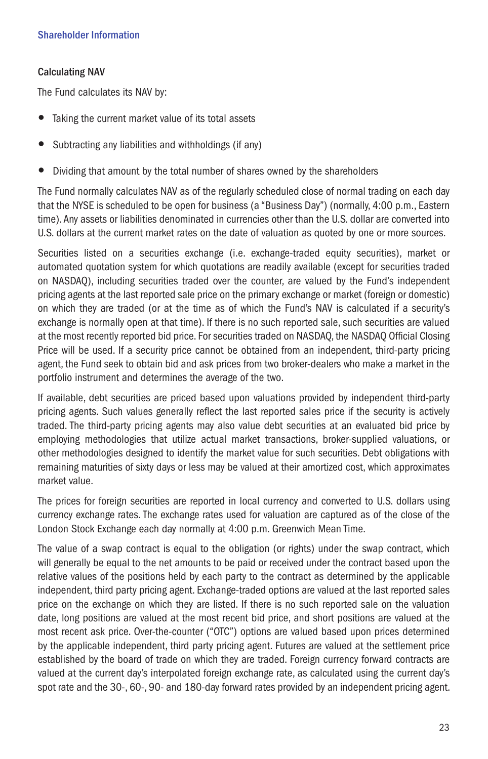## Calculating NAV

The Fund calculates its NAV by:

- Taking the current market value of its total assets
- Subtracting any liabilities and withholdings (if any)
- Dividing that amount by the total number of shares owned by the shareholders

The Fund normally calculates NAV as of the regularly scheduled close of normal trading on each day that the NYSE is scheduled to be open for business (a "Business Day") (normally, 4:00 p.m., Eastern time). Any assets or liabilities denominated in currencies other than the U.S. dollar are converted into U.S. dollars at the current market rates on the date of valuation as quoted by one or more sources.

Securities listed on a securities exchange (i.e. exchange-traded equity securities), market or automated quotation system for which quotations are readily available (except for securities traded on NASDAQ), including securities traded over the counter, are valued by the Fund's independent pricing agents at the last reported sale price on the primary exchange or market (foreign or domestic) on which they are traded (or at the time as of which the Fund's NAV is calculated if a security's exchange is normally open at that time). If there is no such reported sale, such securities are valued at the most recently reported bid price. For securities traded on NASDAQ, the NASDAQ Official Closing Price will be used. If a security price cannot be obtained from an independent, third-party pricing agent, the Fund seek to obtain bid and ask prices from two broker-dealers who make a market in the portfolio instrument and determines the average of the two.

If available, debt securities are priced based upon valuations provided by independent third-party pricing agents. Such values generally reflect the last reported sales price if the security is actively traded. The third-party pricing agents may also value debt securities at an evaluated bid price by employing methodologies that utilize actual market transactions, broker-supplied valuations, or other methodologies designed to identify the market value for such securities. Debt obligations with remaining maturities of sixty days or less may be valued at their amortized cost, which approximates market value.

The prices for foreign securities are reported in local currency and converted to U.S. dollars using currency exchange rates. The exchange rates used for valuation are captured as of the close of the London Stock Exchange each day normally at 4:00 p.m. Greenwich Mean Time.

The value of a swap contract is equal to the obligation (or rights) under the swap contract, which will generally be equal to the net amounts to be paid or received under the contract based upon the relative values of the positions held by each party to the contract as determined by the applicable independent, third party pricing agent. Exchange-traded options are valued at the last reported sales price on the exchange on which they are listed. If there is no such reported sale on the valuation date, long positions are valued at the most recent bid price, and short positions are valued at the most recent ask price. Over-the-counter ("OTC") options are valued based upon prices determined by the applicable independent, third party pricing agent. Futures are valued at the settlement price established by the board of trade on which they are traded. Foreign currency forward contracts are valued at the current day's interpolated foreign exchange rate, as calculated using the current day's spot rate and the 30-, 60-, 90- and 180-day forward rates provided by an independent pricing agent.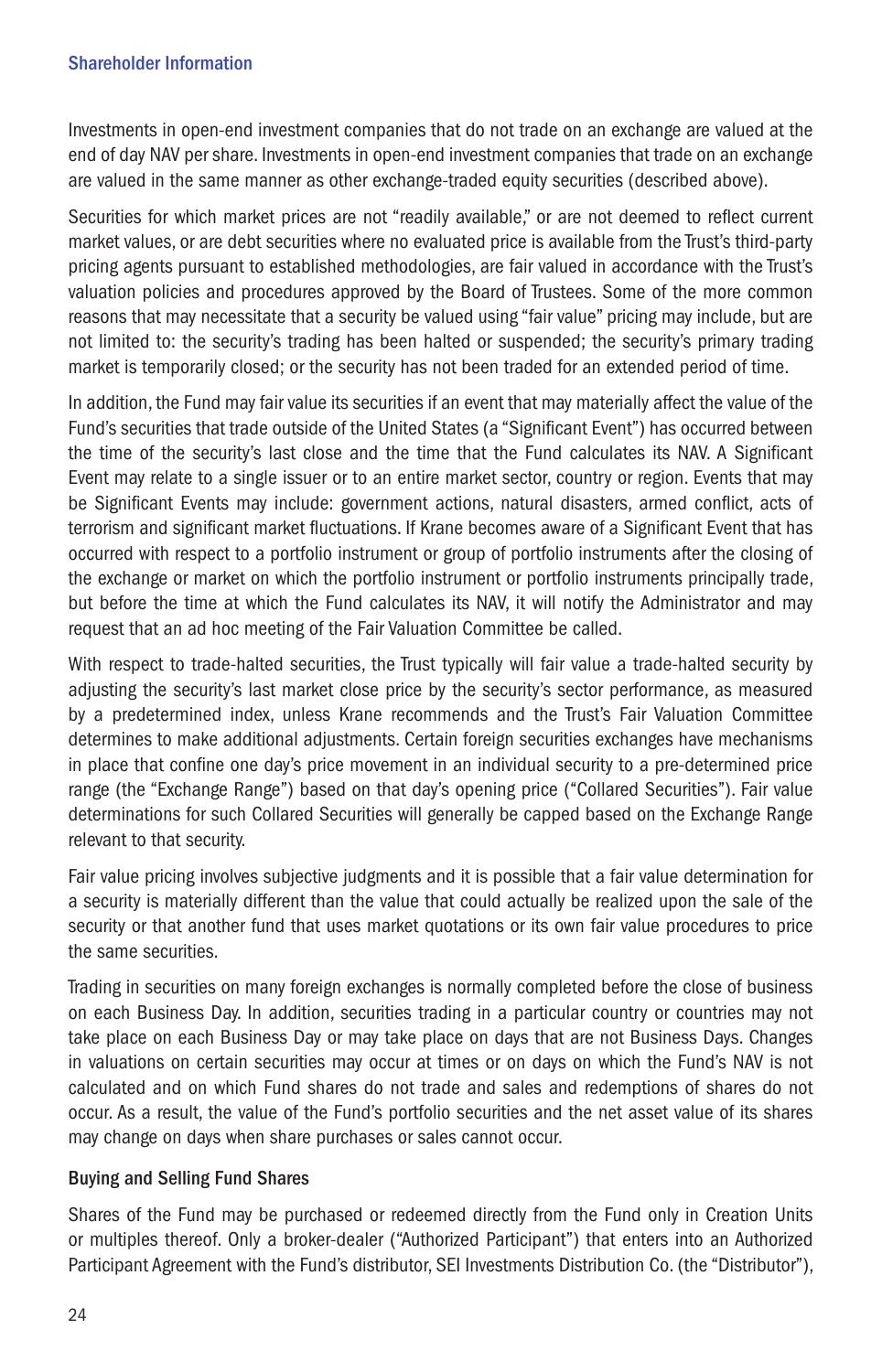Investments in open-end investment companies that do not trade on an exchange are valued at the end of day NAV per share. Investments in open-end investment companies that trade on an exchange are valued in the same manner as other exchange-traded equity securities (described above).

Securities for which market prices are not "readily available," or are not deemed to reflect current market values, or are debt securities where no evaluated price is available from the Trust's third-party pricing agents pursuant to established methodologies, are fair valued in accordance with the Trust's valuation policies and procedures approved by the Board of Trustees. Some of the more common reasons that may necessitate that a security be valued using "fair value" pricing may include, but are not limited to: the security's trading has been halted or suspended; the security's primary trading market is temporarily closed; or the security has not been traded for an extended period of time.

In addition, the Fund may fair value its securities if an event that may materially affect the value of the Fund's securities that trade outside of the United States (a "Significant Event") has occurred between the time of the security's last close and the time that the Fund calculates its NAV. A Significant Event may relate to a single issuer or to an entire market sector, country or region. Events that may be Significant Events may include: government actions, natural disasters, armed conflict, acts of terrorism and significant market fluctuations. If Krane becomes aware of a Significant Event that has occurred with respect to a portfolio instrument or group of portfolio instruments after the closing of the exchange or market on which the portfolio instrument or portfolio instruments principally trade, but before the time at which the Fund calculates its NAV, it will notify the Administrator and may request that an ad hoc meeting of the Fair Valuation Committee be called.

With respect to trade-halted securities, the Trust typically will fair value a trade-halted security by adjusting the security's last market close price by the security's sector performance, as measured by a predetermined index, unless Krane recommends and the Trust's Fair Valuation Committee determines to make additional adjustments. Certain foreign securities exchanges have mechanisms in place that confine one day's price movement in an individual security to a pre-determined price range (the "Exchange Range") based on that day's opening price ("Collared Securities"). Fair value determinations for such Collared Securities will generally be capped based on the Exchange Range relevant to that security.

Fair value pricing involves subjective judgments and it is possible that a fair value determination for a security is materially different than the value that could actually be realized upon the sale of the security or that another fund that uses market quotations or its own fair value procedures to price the same securities.

Trading in securities on many foreign exchanges is normally completed before the close of business on each Business Day. In addition, securities trading in a particular country or countries may not take place on each Business Day or may take place on days that are not Business Days. Changes in valuations on certain securities may occur at times or on days on which the Fund's NAV is not calculated and on which Fund shares do not trade and sales and redemptions of shares do not occur. As a result, the value of the Fund's portfolio securities and the net asset value of its shares may change on days when share purchases or sales cannot occur.

## Buying and Selling Fund Shares

Shares of the Fund may be purchased or redeemed directly from the Fund only in Creation Units or multiples thereof. Only a broker-dealer ("Authorized Participant") that enters into an Authorized Participant Agreement with the Fund's distributor, SEI Investments Distribution Co. (the "Distributor"),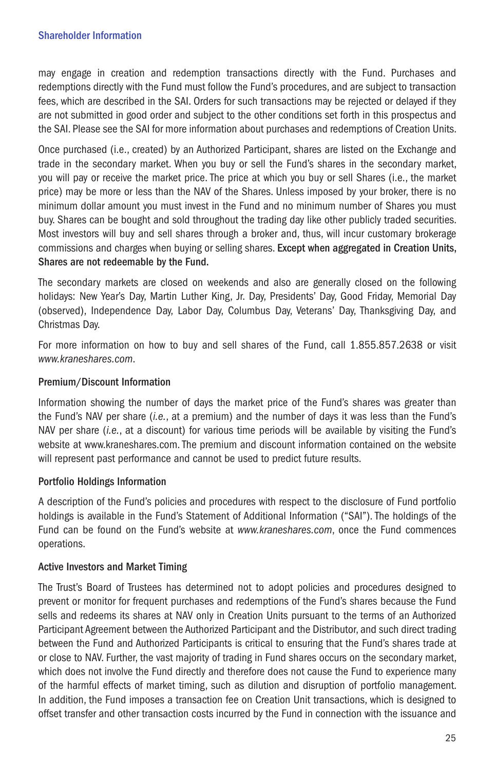may engage in creation and redemption transactions directly with the Fund. Purchases and redemptions directly with the Fund must follow the Fund's procedures, and are subject to transaction fees, which are described in the SAI. Orders for such transactions may be rejected or delayed if they are not submitted in good order and subject to the other conditions set forth in this prospectus and the SAI. Please see the SAI for more information about purchases and redemptions of Creation Units.

Once purchased (i.e., created) by an Authorized Participant, shares are listed on the Exchange and trade in the secondary market. When you buy or sell the Fund's shares in the secondary market, you will pay or receive the market price. The price at which you buy or sell Shares (i.e., the market price) may be more or less than the NAV of the Shares. Unless imposed by your broker, there is no minimum dollar amount you must invest in the Fund and no minimum number of Shares you must buy. Shares can be bought and sold throughout the trading day like other publicly traded securities. Most investors will buy and sell shares through a broker and, thus, will incur customary brokerage commissions and charges when buying or selling shares. **Except when aggregated in Creation Units, Shares are not redeemable by the Fund.**

The secondary markets are closed on weekends and also are generally closed on the following holidays: New Year's Day, Martin Luther King, Jr. Day, Presidents' Day, Good Friday, Memorial Day (observed), Independence Day, Labor Day, Columbus Day, Veterans' Day, Thanksgiving Day, and Christmas Day.

For more information on how to buy and sell shares of the Fund, call 1.855.857.2638 or visit *www.kraneshares.com*.

### Premium/Discount Information

Information showing the number of days the market price of the Fund's shares was greater than the Fund's NAV per share (*i.e.*, at a premium) and the number of days it was less than the Fund's NAV per share (*i.e.*, at a discount) for various time periods will be available by visiting the Fund's website at www.kraneshares.com. The premium and discount information contained on the website will represent past performance and cannot be used to predict future results.

### Portfolio Holdings Information

A description of the Fund's policies and procedures with respect to the disclosure of Fund portfolio holdings is available in the Fund's Statement of Additional Information ("SAI"). The holdings of the Fund can be found on the Fund's website at *www.kraneshares.com*, once the Fund commences operations.

### Active Investors and Market Timing

The Trust's Board of Trustees has determined not to adopt policies and procedures designed to prevent or monitor for frequent purchases and redemptions of the Fund's shares because the Fund sells and redeems its shares at NAV only in Creation Units pursuant to the terms of an Authorized Participant Agreement between the Authorized Participant and the Distributor, and such direct trading between the Fund and Authorized Participants is critical to ensuring that the Fund's shares trade at or close to NAV. Further, the vast majority of trading in Fund shares occurs on the secondary market, which does not involve the Fund directly and therefore does not cause the Fund to experience many of the harmful effects of market timing, such as dilution and disruption of portfolio management. In addition, the Fund imposes a transaction fee on Creation Unit transactions, which is designed to offset transfer and other transaction costs incurred by the Fund in connection with the issuance and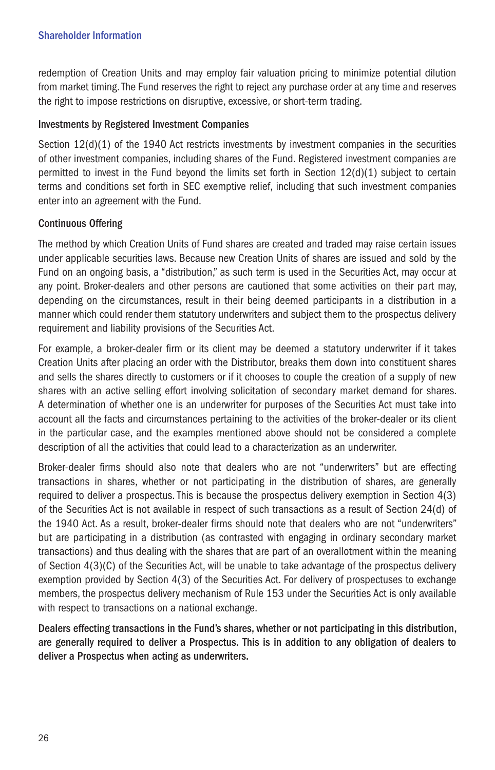redemption of Creation Units and may employ fair valuation pricing to minimize potential dilution from market timing. The Fund reserves the right to reject any purchase order at any time and reserves the right to impose restrictions on disruptive, excessive, or short-term trading.

### Investments by Registered Investment Companies

Section 12(d)(1) of the 1940 Act restricts investments by investment companies in the securities of other investment companies, including shares of the Fund. Registered investment companies are permitted to invest in the Fund beyond the limits set forth in Section 12(d)(1) subject to certain terms and conditions set forth in SEC exemptive relief, including that such investment companies enter into an agreement with the Fund.

### Continuous Offering

The method by which Creation Units of Fund shares are created and traded may raise certain issues under applicable securities laws. Because new Creation Units of shares are issued and sold by the Fund on an ongoing basis, a "distribution," as such term is used in the Securities Act, may occur at any point. Broker-dealers and other persons are cautioned that some activities on their part may, depending on the circumstances, result in their being deemed participants in a distribution in a manner which could render them statutory underwriters and subject them to the prospectus delivery requirement and liability provisions of the Securities Act.

For example, a broker-dealer firm or its client may be deemed a statutory underwriter if it takes Creation Units after placing an order with the Distributor, breaks them down into constituent shares and sells the shares directly to customers or if it chooses to couple the creation of a supply of new shares with an active selling effort involving solicitation of secondary market demand for shares. A determination of whether one is an underwriter for purposes of the Securities Act must take into account all the facts and circumstances pertaining to the activities of the broker-dealer or its client in the particular case, and the examples mentioned above should not be considered a complete description of all the activities that could lead to a characterization as an underwriter.

Broker-dealer firms should also note that dealers who are not "underwriters" but are effecting transactions in shares, whether or not participating in the distribution of shares, are generally required to deliver a prospectus. This is because the prospectus delivery exemption in Section 4(3) of the Securities Act is not available in respect of such transactions as a result of Section 24(d) of the 1940 Act. As a result, broker-dealer firms should note that dealers who are not "underwriters" but are participating in a distribution (as contrasted with engaging in ordinary secondary market transactions) and thus dealing with the shares that are part of an overallotment within the meaning of Section 4(3)(C) of the Securities Act, will be unable to take advantage of the prospectus delivery exemption provided by Section 4(3) of the Securities Act. For delivery of prospectuses to exchange members, the prospectus delivery mechanism of Rule 153 under the Securities Act is only available with respect to transactions on a national exchange.

**Dealers effecting transactions in the Fund's shares, whether or not participating in this distribution, are generally required to deliver a Prospectus. This is in addition to any obligation of dealers to deliver a Prospectus when acting as underwriters.**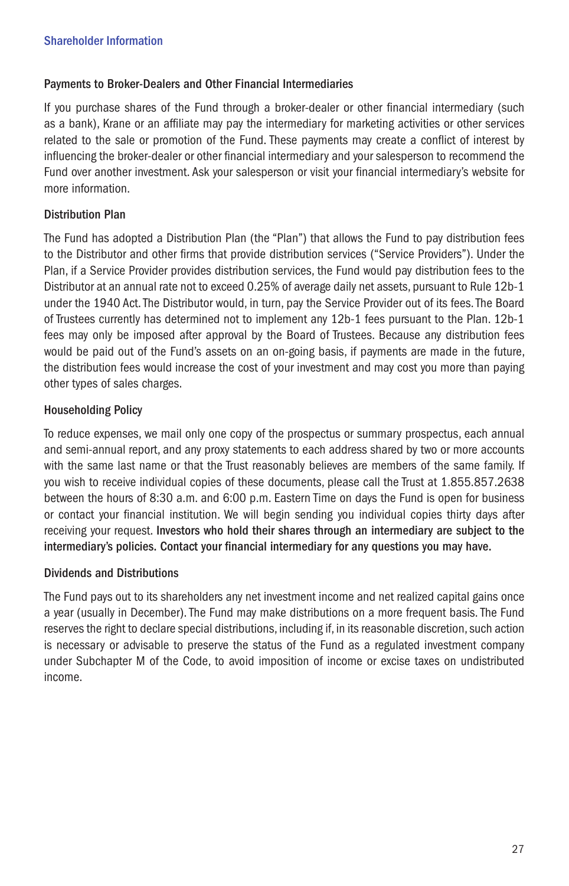## Payments to Broker-Dealers and Other Financial Intermediaries

If you purchase shares of the Fund through a broker-dealer or other financial intermediary (such as a bank), Krane or an affiliate may pay the intermediary for marketing activities or other services related to the sale or promotion of the Fund. These payments may create a conflict of interest by influencing the broker-dealer or other financial intermediary and your salesperson to recommend the Fund over another investment. Ask your salesperson or visit your financial intermediary's website for more information.

## Distribution Plan

The Fund has adopted a Distribution Plan (the "Plan") that allows the Fund to pay distribution fees to the Distributor and other firms that provide distribution services ("Service Providers"). Under the Plan, if a Service Provider provides distribution services, the Fund would pay distribution fees to the Distributor at an annual rate not to exceed 0.25% of average daily net assets, pursuant to Rule 12b-1 under the 1940 Act. The Distributor would, in turn, pay the Service Provider out of its fees. The Board of Trustees currently has determined not to implement any 12b-1 fees pursuant to the Plan. 12b-1 fees may only be imposed after approval by the Board of Trustees. Because any distribution fees would be paid out of the Fund's assets on an on-going basis, if payments are made in the future, the distribution fees would increase the cost of your investment and may cost you more than paying other types of sales charges.

## Householding Policy

To reduce expenses, we mail only one copy of the prospectus or summary prospectus, each annual and semi-annual report, and any proxy statements to each address shared by two or more accounts with the same last name or that the Trust reasonably believes are members of the same family. If you wish to receive individual copies of these documents, please call the Trust at 1.855.857.2638 between the hours of 8:30 a.m. and 6:00 p.m. Eastern Time on days the Fund is open for business or contact your financial institution. We will begin sending you individual copies thirty days after receiving your request. **Investors who hold their shares through an intermediary are subject to the intermediary's policies. Contact your financial intermediary for any questions you may have.**

## Dividends and Distributions

The Fund pays out to its shareholders any net investment income and net realized capital gains once a year (usually in December). The Fund may make distributions on a more frequent basis. The Fund reserves the right to declare special distributions, including if, in its reasonable discretion, such action is necessary or advisable to preserve the status of the Fund as a regulated investment company under Subchapter M of the Code, to avoid imposition of income or excise taxes on undistributed income.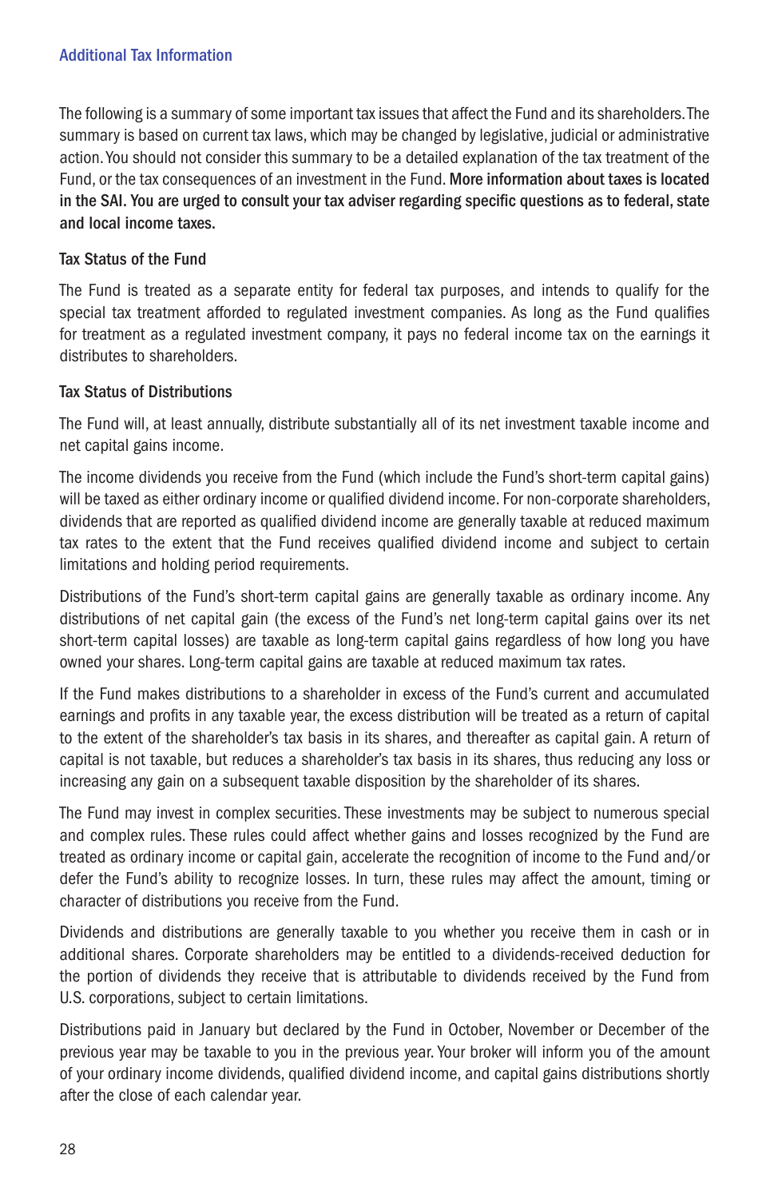## Additional Tax Information

The following is a summary of some important tax issues that affect the Fund and its shareholders. The summary is based on current tax laws, which may be changed by legislative, judicial or administrative action. You should not consider this summary to be a detailed explanation of the tax treatment of the Fund, or the tax consequences of an investment in the Fund. **More information about taxes is located in the SAI. You are urged to consult your tax adviser regarding specific questions as to federal, state and local income taxes.**

### Tax Status of the Fund

The Fund is treated as a separate entity for federal tax purposes, and intends to qualify for the special tax treatment afforded to regulated investment companies. As long as the Fund qualifies for treatment as a regulated investment company, it pays no federal income tax on the earnings it distributes to shareholders.

### Tax Status of Distributions

The Fund will, at least annually, distribute substantially all of its net investment taxable income and net capital gains income.

The income dividends you receive from the Fund (which include the Fund's short-term capital gains) will be taxed as either ordinary income or qualified dividend income. For non-corporate shareholders, dividends that are reported as qualified dividend income are generally taxable at reduced maximum tax rates to the extent that the Fund receives qualified dividend income and subject to certain limitations and holding period requirements.

Distributions of the Fund's short-term capital gains are generally taxable as ordinary income. Any distributions of net capital gain (the excess of the Fund's net long-term capital gains over its net short-term capital losses) are taxable as long-term capital gains regardless of how long you have owned your shares. Long-term capital gains are taxable at reduced maximum tax rates.

If the Fund makes distributions to a shareholder in excess of the Fund's current and accumulated earnings and profits in any taxable year, the excess distribution will be treated as a return of capital to the extent of the shareholder's tax basis in its shares, and thereafter as capital gain. A return of capital is not taxable, but reduces a shareholder's tax basis in its shares, thus reducing any loss or increasing any gain on a subsequent taxable disposition by the shareholder of its shares.

The Fund may invest in complex securities. These investments may be subject to numerous special and complex rules. These rules could affect whether gains and losses recognized by the Fund are treated as ordinary income or capital gain, accelerate the recognition of income to the Fund and/or defer the Fund's ability to recognize losses. In turn, these rules may affect the amount, timing or character of distributions you receive from the Fund.

Dividends and distributions are generally taxable to you whether you receive them in cash or in additional shares. Corporate shareholders may be entitled to a dividends-received deduction for the portion of dividends they receive that is attributable to dividends received by the Fund from U.S. corporations, subject to certain limitations.

Distributions paid in January but declared by the Fund in October, November or December of the previous year may be taxable to you in the previous year. Your broker will inform you of the amount of your ordinary income dividends, qualified dividend income, and capital gains distributions shortly after the close of each calendar year.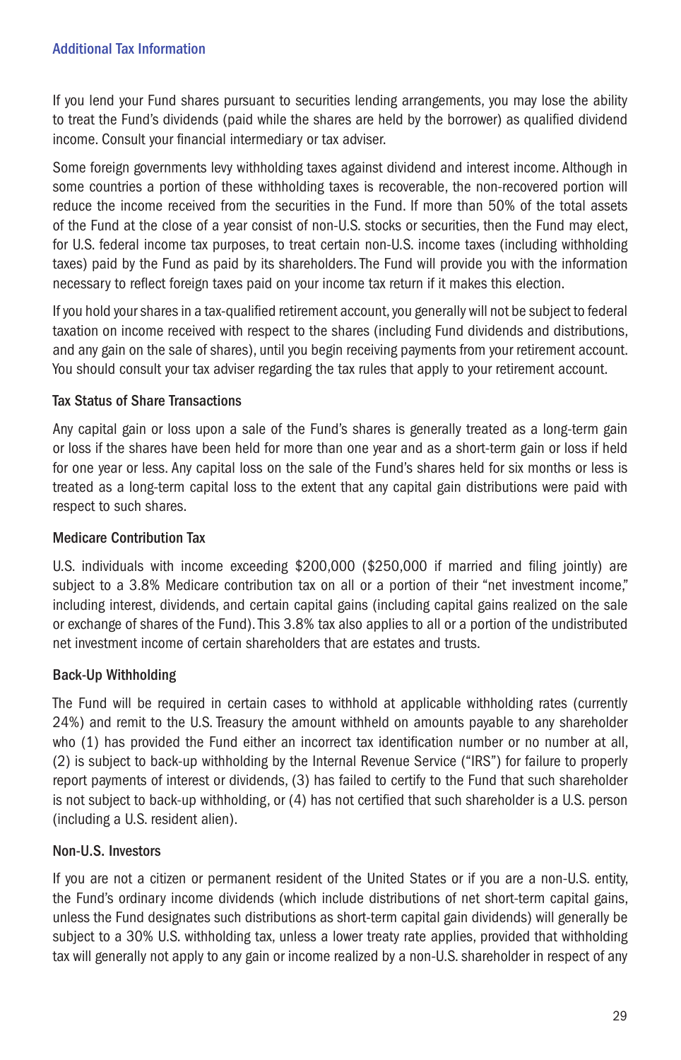If you lend your Fund shares pursuant to securities lending arrangements, you may lose the ability to treat the Fund's dividends (paid while the shares are held by the borrower) as qualified dividend income. Consult your financial intermediary or tax adviser.

Some foreign governments levy withholding taxes against dividend and interest income. Although in some countries a portion of these withholding taxes is recoverable, the non-recovered portion will reduce the income received from the securities in the Fund. If more than 50% of the total assets of the Fund at the close of a year consist of non-U.S. stocks or securities, then the Fund may elect, for U.S. federal income tax purposes, to treat certain non-U.S. income taxes (including withholding taxes) paid by the Fund as paid by its shareholders. The Fund will provide you with the information necessary to reflect foreign taxes paid on your income tax return if it makes this election.

If you hold your shares in a tax-qualified retirement account, you generally will not be subject to federal taxation on income received with respect to the shares (including Fund dividends and distributions, and any gain on the sale of shares), until you begin receiving payments from your retirement account. You should consult your tax adviser regarding the tax rules that apply to your retirement account.

### Tax Status of Share Transactions

Any capital gain or loss upon a sale of the Fund's shares is generally treated as a long-term gain or loss if the shares have been held for more than one year and as a short-term gain or loss if held for one year or less. Any capital loss on the sale of the Fund's shares held for six months or less is treated as a long-term capital loss to the extent that any capital gain distributions were paid with respect to such shares.

### Medicare Contribution Tax

U.S. individuals with income exceeding $200,000 ($250,000 if married and filing jointly) are subject to a 3.8% Medicare contribution tax on all or a portion of their "net investment income," including interest, dividends, and certain capital gains (including capital gains realized on the sale or exchange of shares of the Fund). This 3.8% tax also applies to all or a portion of the undistributed net investment income of certain shareholders that are estates and trusts.

### Back-Up Withholding

The Fund will be required in certain cases to withhold at applicable withholding rates (currently 24%) and remit to the U.S. Treasury the amount withheld on amounts payable to any shareholder who (1) has provided the Fund either an incorrect tax identification number or no number at all, (2) is subject to back-up withholding by the Internal Revenue Service ("IRS") for failure to properly report payments of interest or dividends, (3) has failed to certify to the Fund that such shareholder is not subject to back-up withholding, or (4) has not certified that such shareholder is a U.S. person (including a U.S. resident alien).

### Non-U.S. Investors

If you are not a citizen or permanent resident of the United States or if you are a non-U.S. entity, the Fund's ordinary income dividends (which include distributions of net short-term capital gains, unless the Fund designates such distributions as short-term capital gain dividends) will generally be subject to a 30% U.S. withholding tax, unless a lower treaty rate applies, provided that withholding tax will generally not apply to any gain or income realized by a non-U.S. shareholder in respect of any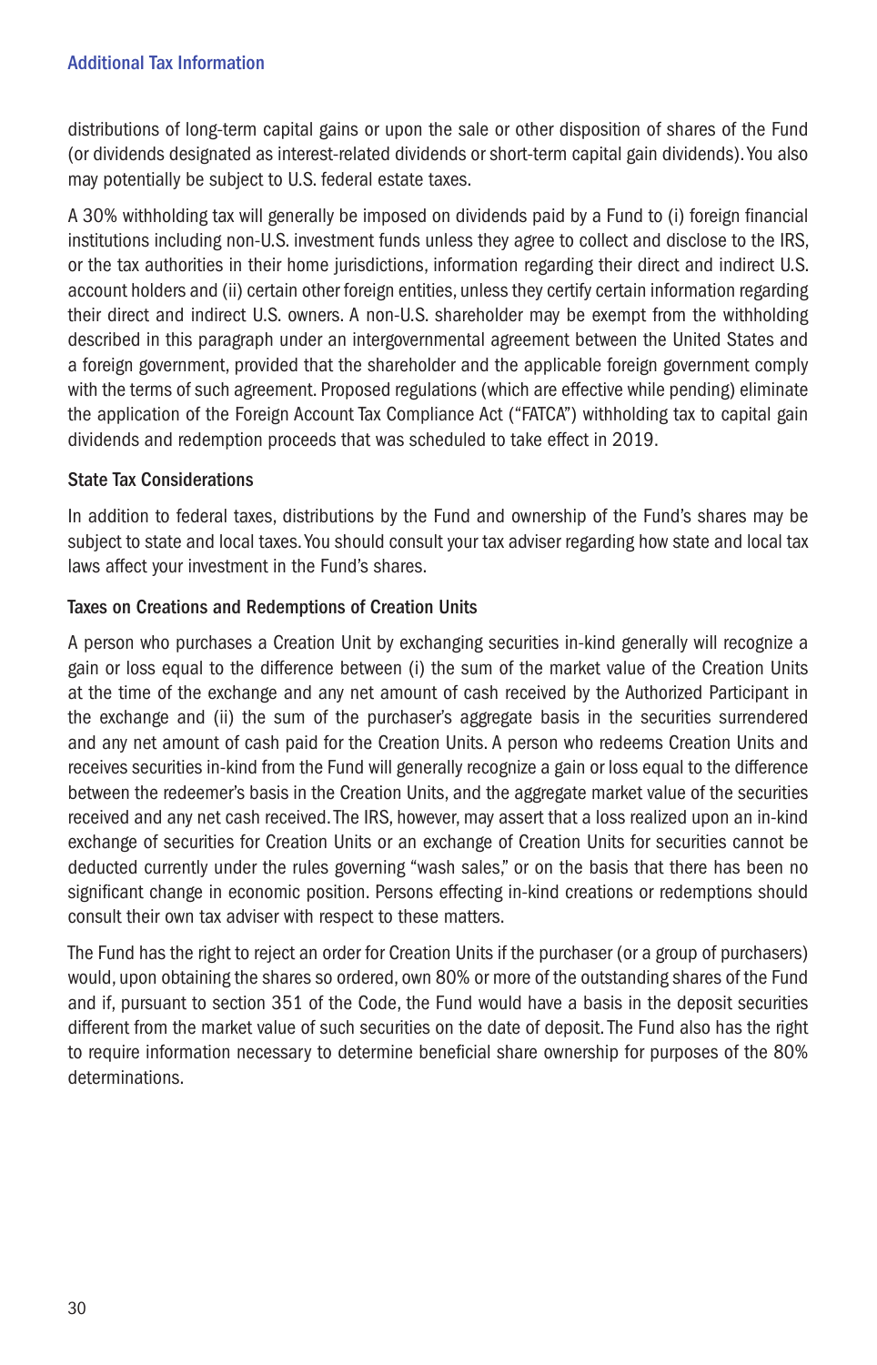distributions of long-term capital gains or upon the sale or other disposition of shares of the Fund (or dividends designated as interest-related dividends or short-term capital gain dividends). You also may potentially be subject to U.S. federal estate taxes.

A 30% withholding tax will generally be imposed on dividends paid by a Fund to (i) foreign financial institutions including non-U.S. investment funds unless they agree to collect and disclose to the IRS, or the tax authorities in their home jurisdictions, information regarding their direct and indirect U.S. account holders and (ii) certain other foreign entities, unless they certify certain information regarding their direct and indirect U.S. owners. A non-U.S. shareholder may be exempt from the withholding described in this paragraph under an intergovernmental agreement between the United States and a foreign government, provided that the shareholder and the applicable foreign government comply with the terms of such agreement. Proposed regulations (which are effective while pending) eliminate the application of the Foreign Account Tax Compliance Act ("FATCA") withholding tax to capital gain dividends and redemption proceeds that was scheduled to take effect in 2019.

### State Tax Considerations

In addition to federal taxes, distributions by the Fund and ownership of the Fund's shares may be subject to state and local taxes. You should consult your tax adviser regarding how state and local tax laws affect your investment in the Fund's shares.

### Taxes on Creations and Redemptions of Creation Units

A person who purchases a Creation Unit by exchanging securities in-kind generally will recognize a gain or loss equal to the difference between (i) the sum of the market value of the Creation Units at the time of the exchange and any net amount of cash received by the Authorized Participant in the exchange and (ii) the sum of the purchaser's aggregate basis in the securities surrendered and any net amount of cash paid for the Creation Units. A person who redeems Creation Units and receives securities in-kind from the Fund will generally recognize a gain or loss equal to the difference between the redeemer's basis in the Creation Units, and the aggregate market value of the securities received and any net cash received. The IRS, however, may assert that a loss realized upon an in-kind exchange of securities for Creation Units or an exchange of Creation Units for securities cannot be deducted currently under the rules governing "wash sales," or on the basis that there has been no significant change in economic position. Persons effecting in-kind creations or redemptions should consult their own tax adviser with respect to these matters.

The Fund has the right to reject an order for Creation Units if the purchaser (or a group of purchasers) would, upon obtaining the shares so ordered, own 80% or more of the outstanding shares of the Fund and if, pursuant to section 351 of the Code, the Fund would have a basis in the deposit securities different from the market value of such securities on the date of deposit. The Fund also has the right to require information necessary to determine beneficial share ownership for purposes of the 80% determinations.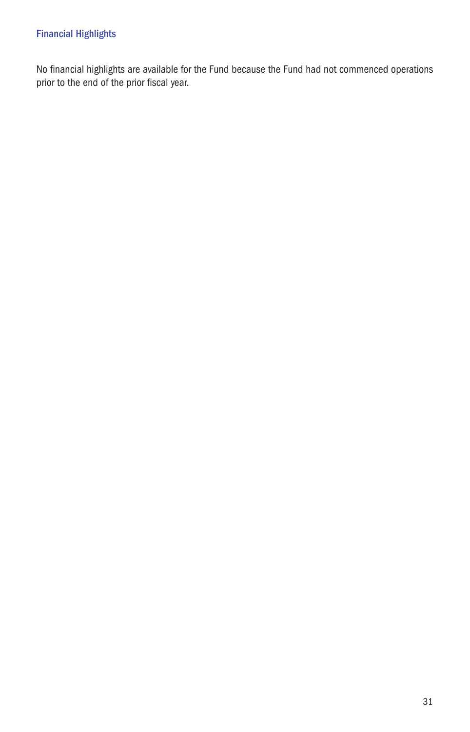## Financial Highlights

No financial highlights are available for the Fund because the Fund had not commenced operations prior to the end of the prior fiscal year.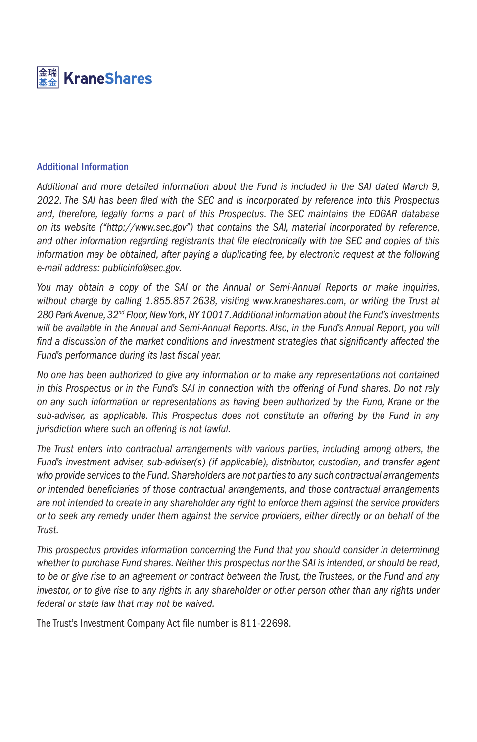金瑞基金 KraneShares

## Additional Information

*Additional and more detailed information about the Fund is included in the SAI dated March 9, 2022. The SAI has been filed with the SEC and is incorporated by reference into this Prospectus and, therefore, legally forms a part of this Prospectus. The SEC maintains the EDGAR database on its website ("http://www.sec.gov") that contains the SAI, material incorporated by reference, and other information regarding registrants that file electronically with the SEC and copies of this information may be obtained, after paying a duplicating fee, by electronic request at the following e-mail address: publicinfo@sec.gov.*

*You may obtain a copy of the SAI or the Annual or Semi-Annual Reports or make inquiries, without charge by calling 1.855.857.2638, visiting www.kraneshares.com, or writing the Trust at 280 Park Avenue, 32nd Floor, New York, NY 10017. Additional information about the Fund's investments will be available in the Annual and Semi-Annual Reports. Also, in the Fund's Annual Report, you will find a discussion of the market conditions and investment strategies that significantly affected the Fund's performance during its last fiscal year.*

*No one has been authorized to give any information or to make any representations not contained in this Prospectus or in the Fund's SAI in connection with the offering of Fund shares. Do not rely on any such information or representations as having been authorized by the Fund, Krane or the sub-adviser, as applicable. This Prospectus does not constitute an offering by the Fund in any jurisdiction where such an offering is not lawful.*

*The Trust enters into contractual arrangements with various parties, including among others, the Fund's investment adviser, sub-adviser(s) (if applicable), distributor, custodian, and transfer agent who provide services to the Fund. Shareholders are not parties to any such contractual arrangements or intended beneficiaries of those contractual arrangements, and those contractual arrangements are not intended to create in any shareholder any right to enforce them against the service providers or to seek any remedy under them against the service providers, either directly or on behalf of the Trust.*

*This prospectus provides information concerning the Fund that you should consider in determining whether to purchase Fund shares. Neither this prospectus nor the SAI is intended, or should be read, to be or give rise to an agreement or contract between the Trust, the Trustees, or the Fund and any investor, or to give rise to any rights in any shareholder or other person other than any rights under federal or state law that may not be waived.*

The Trust's Investment Company Act file number is 811-22698.